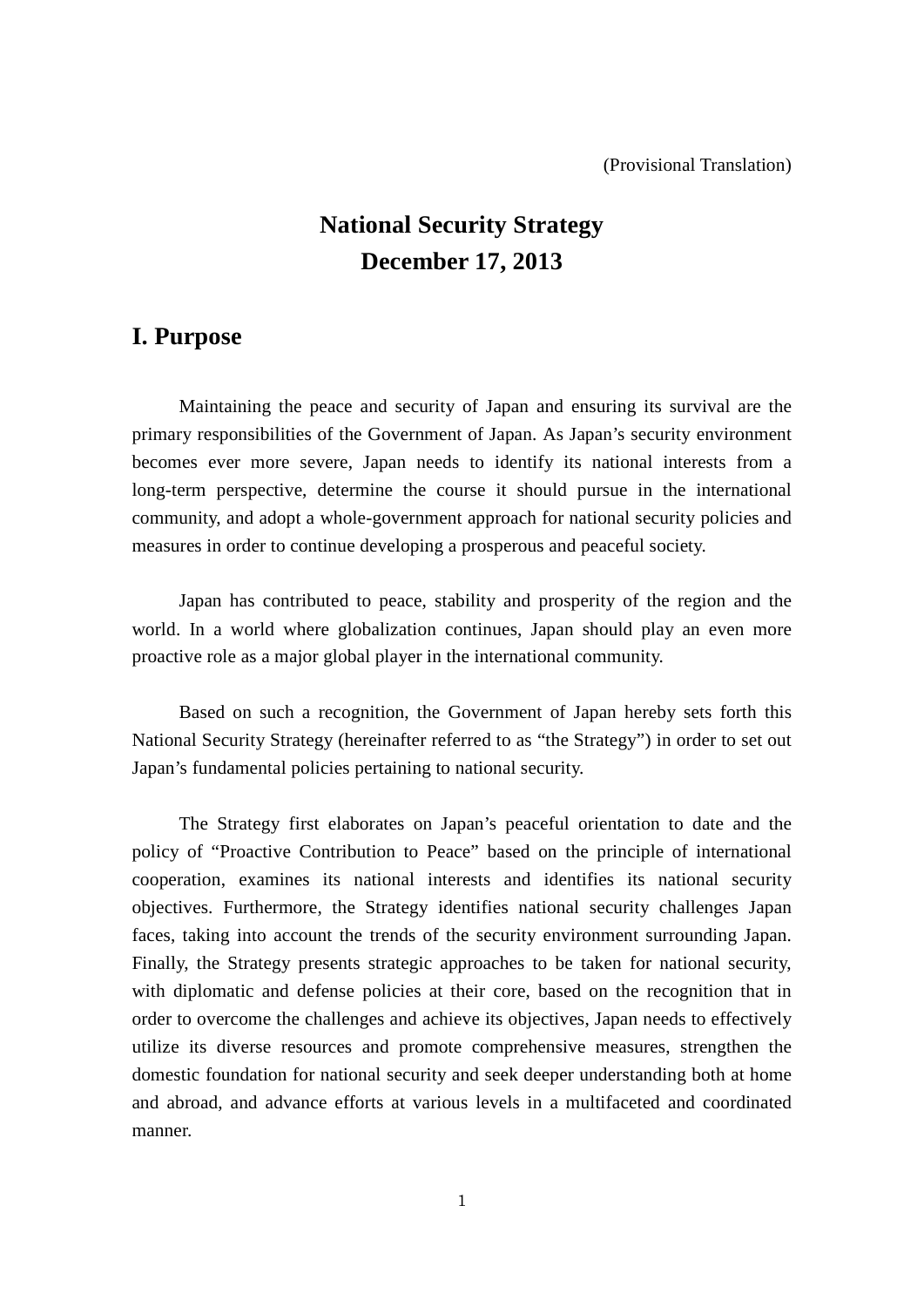(Provisional Translation)

# National Security Strategy
# December 17, 2013

## I. Purpose

Maintaining the peace and security of Japan and ensuring its survival are the primary responsibilities of the Government of Japan. As Japan's security environment becomes ever more severe, Japan needs to identify its national interests from a long-term perspective, determine the course it should pursue in the international community, and adopt a whole-government approach for national security policies and measures in order to continue developing a prosperous and peaceful society.

Japan has contributed to peace, stability and prosperity of the region and the world. In a world where globalization continues, Japan should play an even more proactive role as a major global player in the international community.

Based on such a recognition, the Government of Japan hereby sets forth this National Security Strategy (hereinafter referred to as "the Strategy") in order to set out Japan's fundamental policies pertaining to national security.

The Strategy first elaborates on Japan's peaceful orientation to date and the policy of "Proactive Contribution to Peace" based on the principle of international cooperation, examines its national interests and identifies its national security objectives. Furthermore, the Strategy identifies national security challenges Japan faces, taking into account the trends of the security environment surrounding Japan. Finally, the Strategy presents strategic approaches to be taken for national security, with diplomatic and defense policies at their core, based on the recognition that in order to overcome the challenges and achieve its objectives, Japan needs to effectively utilize its diverse resources and promote comprehensive measures, strengthen the domestic foundation for national security and seek deeper understanding both at home and abroad, and advance efforts at various levels in a multifaceted and coordinated manner.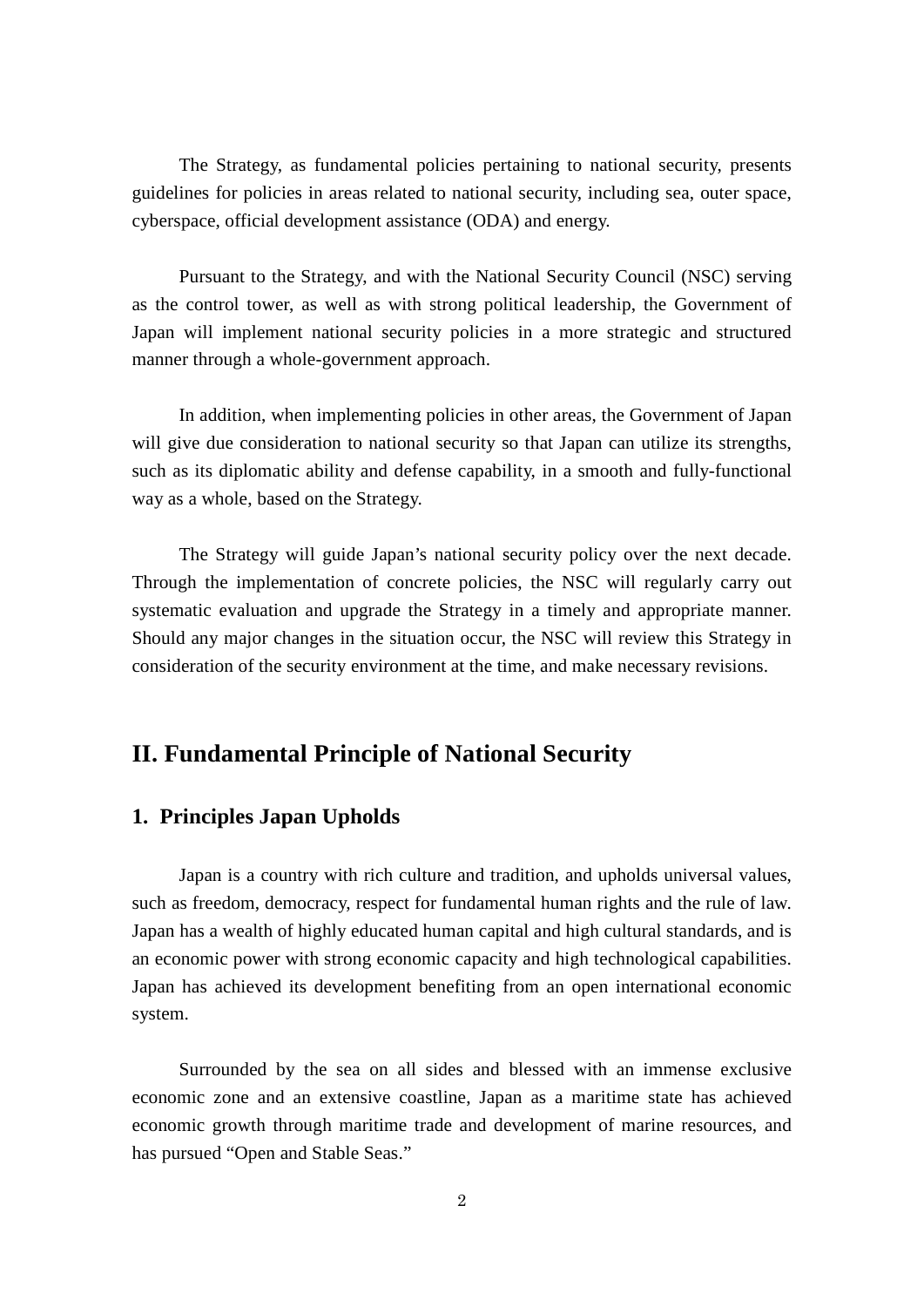The Strategy, as fundamental policies pertaining to national security, presents guidelines for policies in areas related to national security, including sea, outer space, cyberspace, official development assistance (ODA) and energy.

Pursuant to the Strategy, and with the National Security Council (NSC) serving as the control tower, as well as with strong political leadership, the Government of Japan will implement national security policies in a more strategic and structured manner through a whole-government approach.

In addition, when implementing policies in other areas, the Government of Japan will give due consideration to national security so that Japan can utilize its strengths, such as its diplomatic ability and defense capability, in a smooth and fully-functional way as a whole, based on the Strategy.

The Strategy will guide Japan's national security policy over the next decade. Through the implementation of concrete policies, the NSC will regularly carry out systematic evaluation and upgrade the Strategy in a timely and appropriate manner. Should any major changes in the situation occur, the NSC will review this Strategy in consideration of the security environment at the time, and make necessary revisions.

## II. Fundamental Principle of National Security

### 1. Principles Japan Upholds

Japan is a country with rich culture and tradition, and upholds universal values, such as freedom, democracy, respect for fundamental human rights and the rule of law. Japan has a wealth of highly educated human capital and high cultural standards, and is an economic power with strong economic capacity and high technological capabilities. Japan has achieved its development benefiting from an open international economic system.

Surrounded by the sea on all sides and blessed with an immense exclusive economic zone and an extensive coastline, Japan as a maritime state has achieved economic growth through maritime trade and development of marine resources, and has pursued "Open and Stable Seas."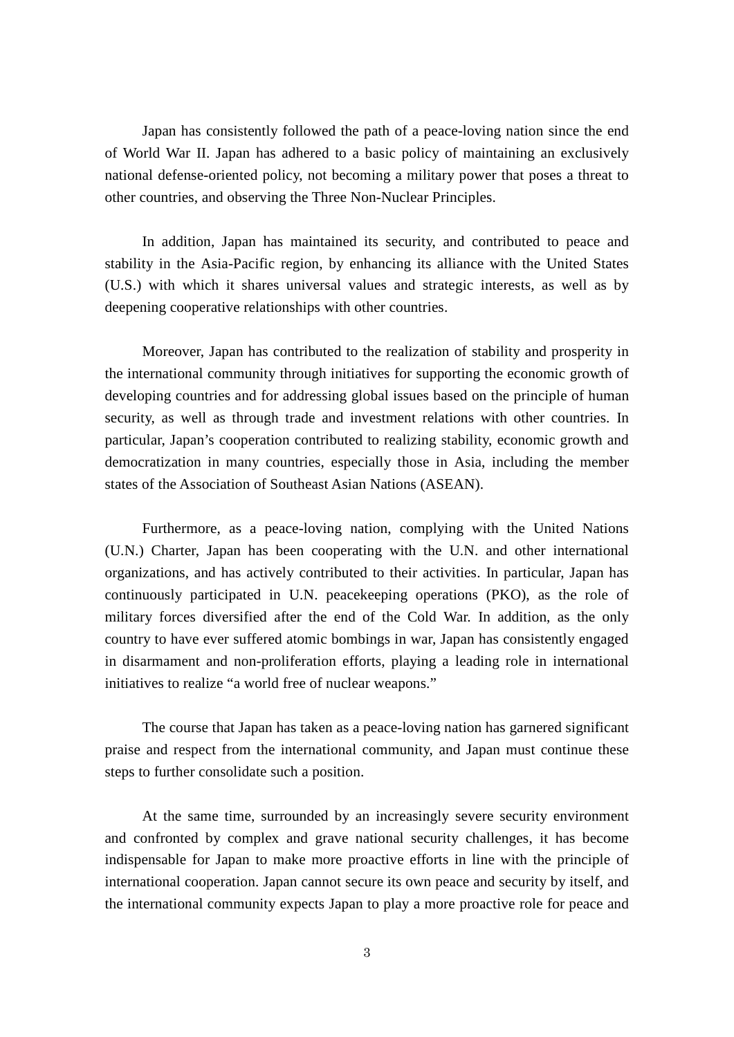Japan has consistently followed the path of a peace-loving nation since the end of World War II. Japan has adhered to a basic policy of maintaining an exclusively national defense-oriented policy, not becoming a military power that poses a threat to other countries, and observing the Three Non-Nuclear Principles.

In addition, Japan has maintained its security, and contributed to peace and stability in the Asia-Pacific region, by enhancing its alliance with the United States (U.S.) with which it shares universal values and strategic interests, as well as by deepening cooperative relationships with other countries.

Moreover, Japan has contributed to the realization of stability and prosperity in the international community through initiatives for supporting the economic growth of developing countries and for addressing global issues based on the principle of human security, as well as through trade and investment relations with other countries. In particular, Japan's cooperation contributed to realizing stability, economic growth and democratization in many countries, especially those in Asia, including the member states of the Association of Southeast Asian Nations (ASEAN).

Furthermore, as a peace-loving nation, complying with the United Nations (U.N.) Charter, Japan has been cooperating with the U.N. and other international organizations, and has actively contributed to their activities. In particular, Japan has continuously participated in U.N. peacekeeping operations (PKO), as the role of military forces diversified after the end of the Cold War. In addition, as the only country to have ever suffered atomic bombings in war, Japan has consistently engaged in disarmament and non-proliferation efforts, playing a leading role in international initiatives to realize "a world free of nuclear weapons."

The course that Japan has taken as a peace-loving nation has garnered significant praise and respect from the international community, and Japan must continue these steps to further consolidate such a position.

At the same time, surrounded by an increasingly severe security environment and confronted by complex and grave national security challenges, it has become indispensable for Japan to make more proactive efforts in line with the principle of international cooperation. Japan cannot secure its own peace and security by itself, and the international community expects Japan to play a more proactive role for peace and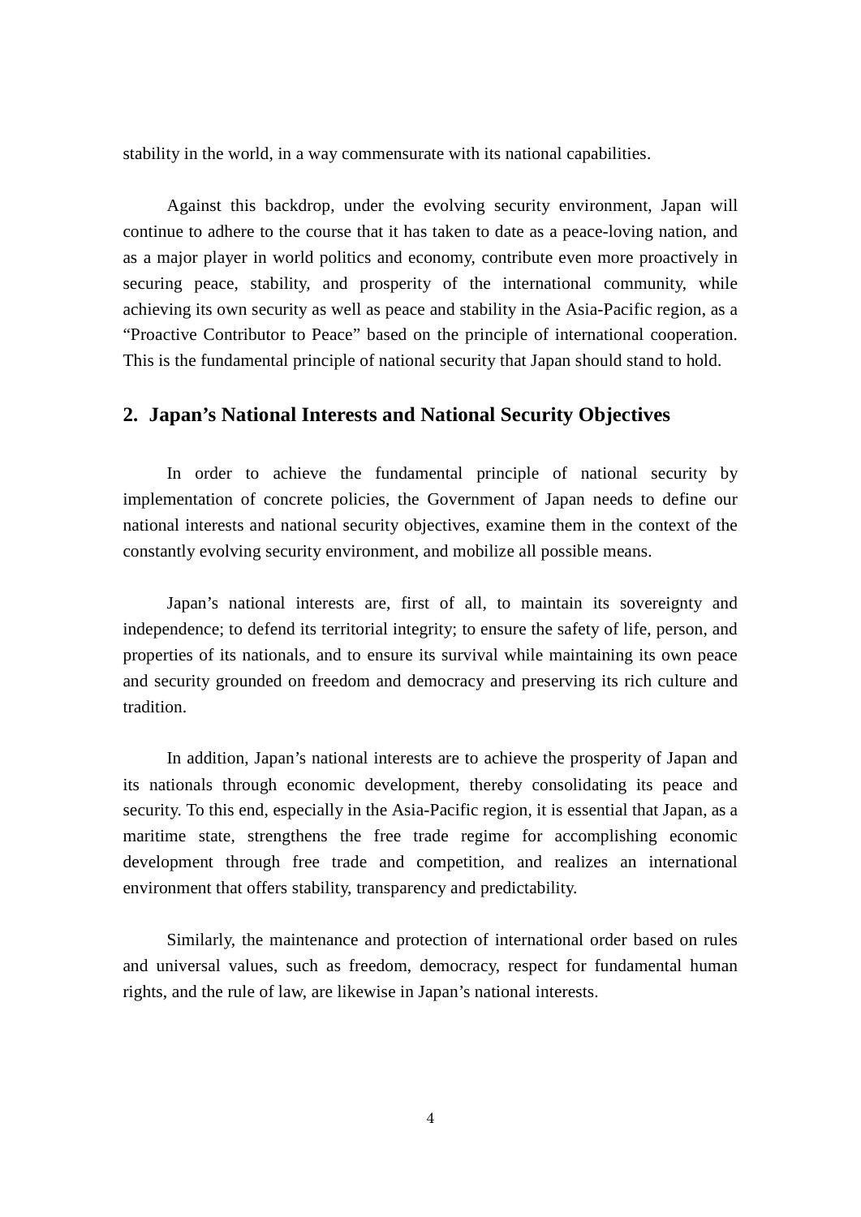stability in the world, in a way commensurate with its national capabilities.

Against this backdrop, under the evolving security environment, Japan will continue to adhere to the course that it has taken to date as a peace-loving nation, and as a major player in world politics and economy, contribute even more proactively in securing peace, stability, and prosperity of the international community, while achieving its own security as well as peace and stability in the Asia-Pacific region, as a "Proactive Contributor to Peace" based on the principle of international cooperation. This is the fundamental principle of national security that Japan should stand to hold.

## 2. Japan's National Interests and National Security Objectives

In order to achieve the fundamental principle of national security by implementation of concrete policies, the Government of Japan needs to define our national interests and national security objectives, examine them in the context of the constantly evolving security environment, and mobilize all possible means.

Japan's national interests are, first of all, to maintain its sovereignty and independence; to defend its territorial integrity; to ensure the safety of life, person, and properties of its nationals, and to ensure its survival while maintaining its own peace and security grounded on freedom and democracy and preserving its rich culture and tradition.

In addition, Japan's national interests are to achieve the prosperity of Japan and its nationals through economic development, thereby consolidating its peace and security. To this end, especially in the Asia-Pacific region, it is essential that Japan, as a maritime state, strengthens the free trade regime for accomplishing economic development through free trade and competition, and realizes an international environment that offers stability, transparency and predictability.

Similarly, the maintenance and protection of international order based on rules and universal values, such as freedom, democracy, respect for fundamental human rights, and the rule of law, are likewise in Japan's national interests.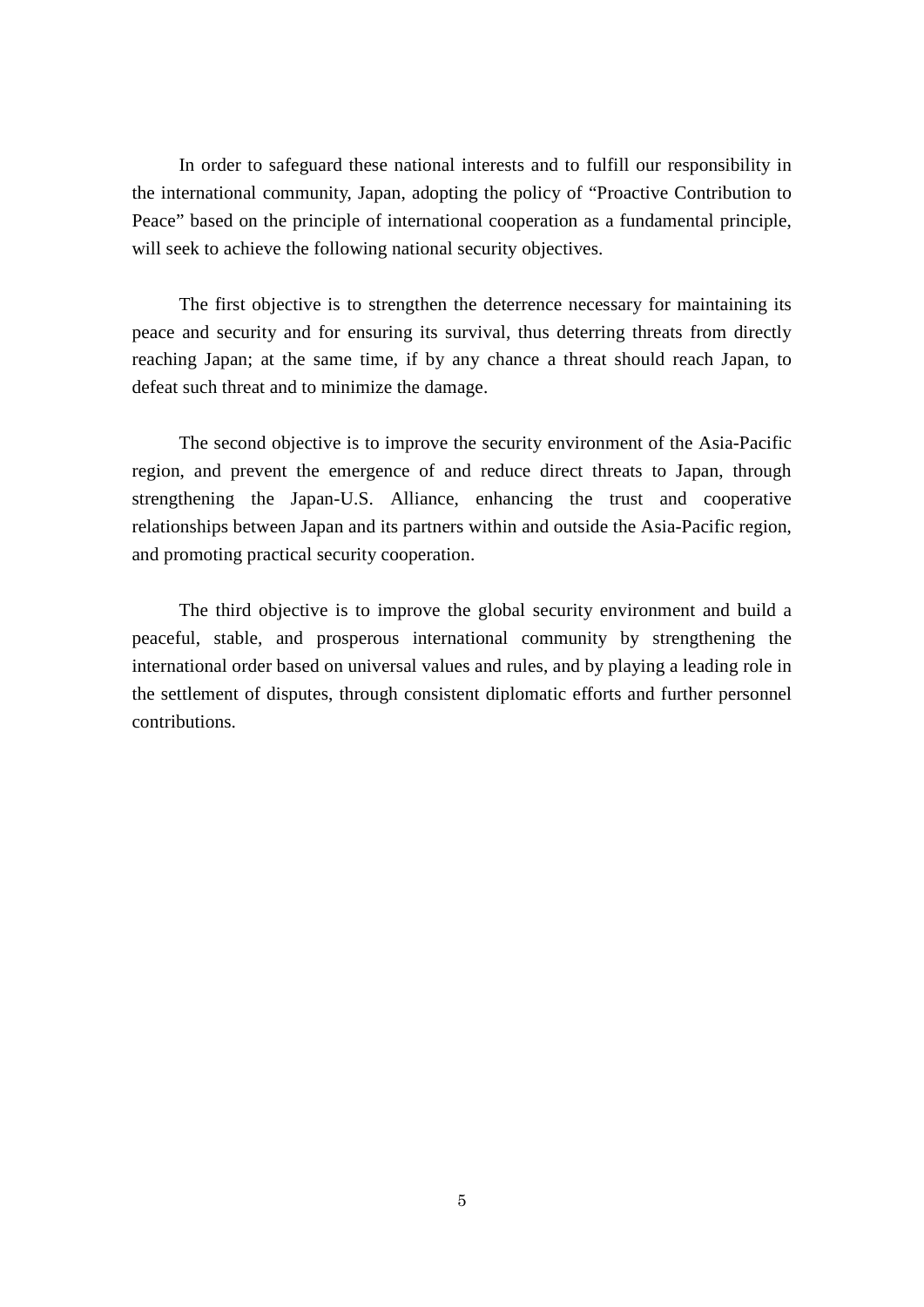In order to safeguard these national interests and to fulfill our responsibility in the international community, Japan, adopting the policy of “Proactive Contribution to Peace” based on the principle of international cooperation as a fundamental principle, will seek to achieve the following national security objectives.

The first objective is to strengthen the deterrence necessary for maintaining its peace and security and for ensuring its survival, thus deterring threats from directly reaching Japan; at the same time, if by any chance a threat should reach Japan, to defeat such threat and to minimize the damage.

The second objective is to improve the security environment of the Asia-Pacific region, and prevent the emergence of and reduce direct threats to Japan, through strengthening the Japan-U.S. Alliance, enhancing the trust and cooperative relationships between Japan and its partners within and outside the Asia-Pacific region, and promoting practical security cooperation.

The third objective is to improve the global security environment and build a peaceful, stable, and prosperous international community by strengthening the international order based on universal values and rules, and by playing a leading role in the settlement of disputes, through consistent diplomatic efforts and further personnel contributions.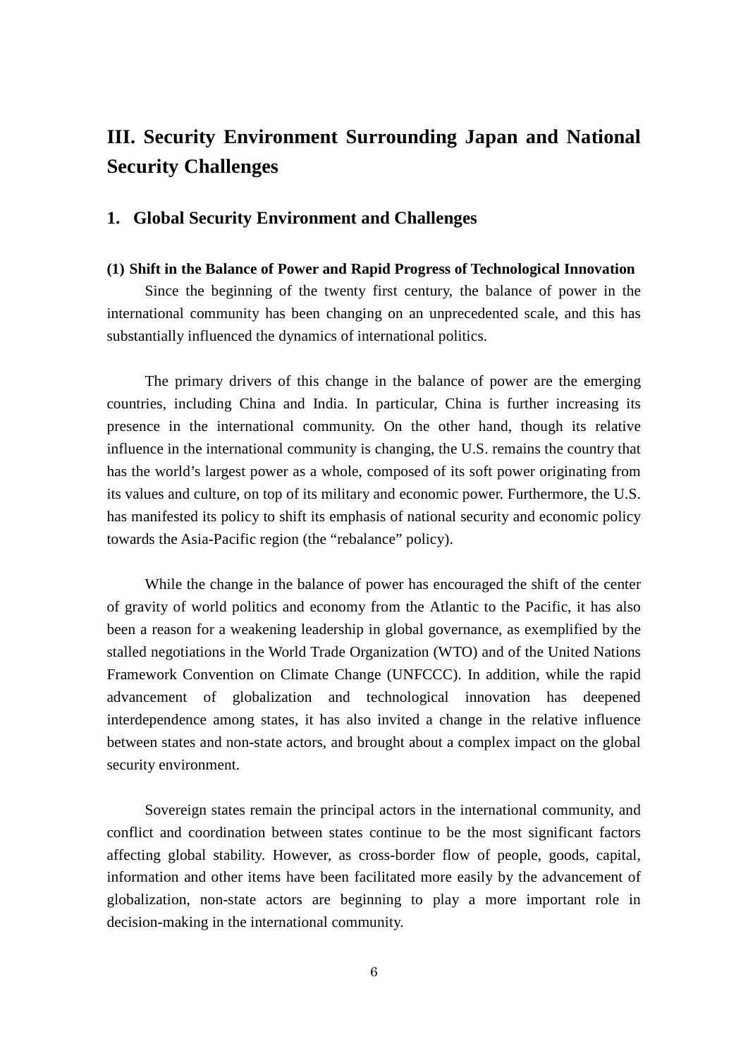# III. Security Environment Surrounding Japan and National Security Challenges

## 1. Global Security Environment and Challenges

### (1) Shift in the Balance of Power and Rapid Progress of Technological Innovation

Since the beginning of the twenty first century, the balance of power in the international community has been changing on an unprecedented scale, and this has substantially influenced the dynamics of international politics.

The primary drivers of this change in the balance of power are the emerging countries, including China and India. In particular, China is further increasing its presence in the international community. On the other hand, though its relative influence in the international community is changing, the U.S. remains the country that has the world's largest power as a whole, composed of its soft power originating from its values and culture, on top of its military and economic power. Furthermore, the U.S. has manifested its policy to shift its emphasis of national security and economic policy towards the Asia-Pacific region (the "rebalance" policy).

While the change in the balance of power has encouraged the shift of the center of gravity of world politics and economy from the Atlantic to the Pacific, it has also been a reason for a weakening leadership in global governance, as exemplified by the stalled negotiations in the World Trade Organization (WTO) and of the United Nations Framework Convention on Climate Change (UNFCCC). In addition, while the rapid advancement of globalization and technological innovation has deepened interdependence among states, it has also invited a change in the relative influence between states and non-state actors, and brought about a complex impact on the global security environment.

Sovereign states remain the principal actors in the international community, and conflict and coordination between states continue to be the most significant factors affecting global stability. However, as cross-border flow of people, goods, capital, information and other items have been facilitated more easily by the advancement of globalization, non-state actors are beginning to play a more important role in decision-making in the international community.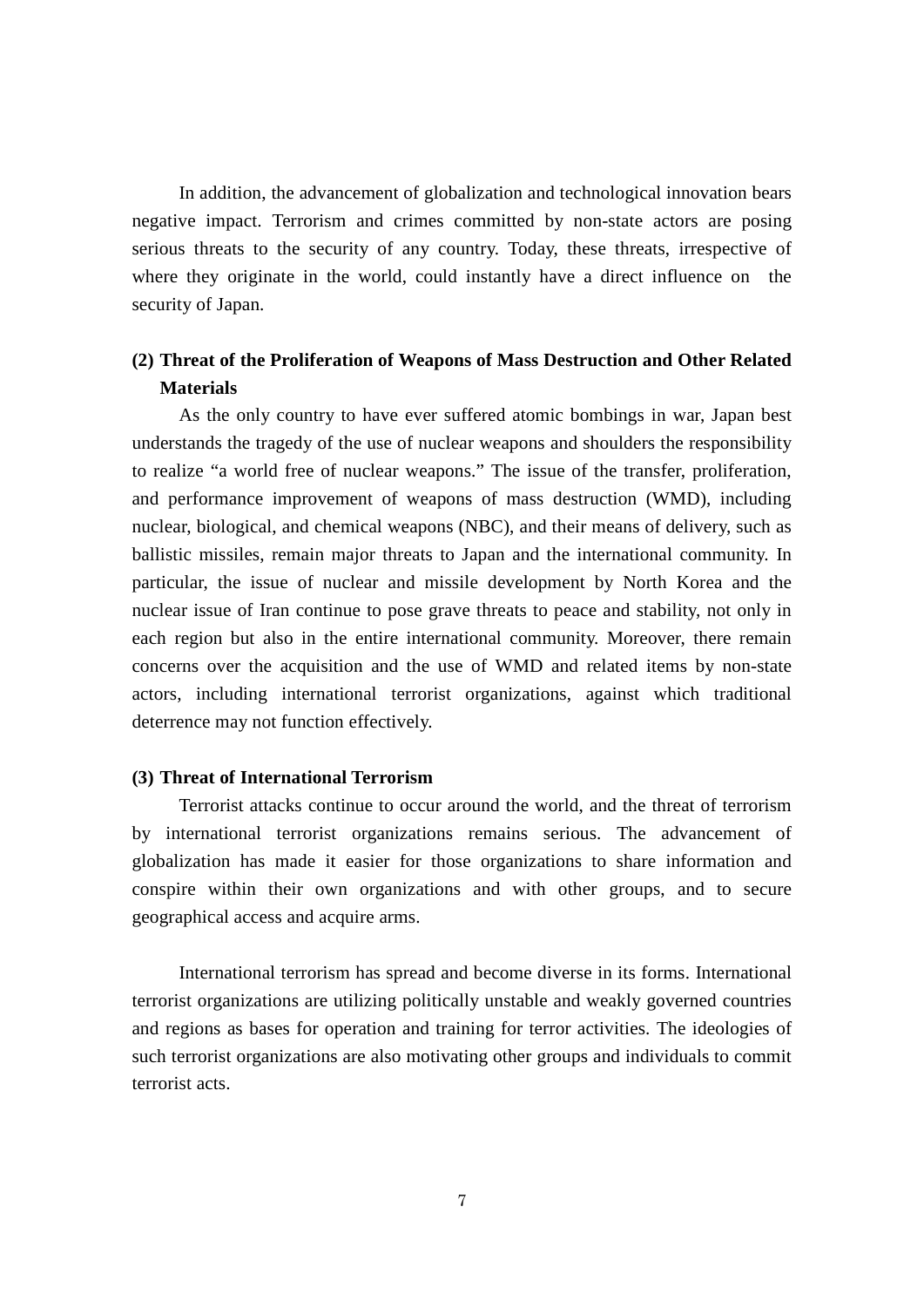In addition, the advancement of globalization and technological innovation bears negative impact. Terrorism and crimes committed by non-state actors are posing serious threats to the security of any country. Today, these threats, irrespective of where they originate in the world, could instantly have a direct influence on the security of Japan.

**(2) Threat of the Proliferation of Weapons of Mass Destruction and Other Related Materials**

As the only country to have ever suffered atomic bombings in war, Japan best understands the tragedy of the use of nuclear weapons and shoulders the responsibility to realize "a world free of nuclear weapons." The issue of the transfer, proliferation, and performance improvement of weapons of mass destruction (WMD), including nuclear, biological, and chemical weapons (NBC), and their means of delivery, such as ballistic missiles, remain major threats to Japan and the international community. In particular, the issue of nuclear and missile development by North Korea and the nuclear issue of Iran continue to pose grave threats to peace and stability, not only in each region but also in the entire international community. Moreover, there remain concerns over the acquisition and the use of WMD and related items by non-state actors, including international terrorist organizations, against which traditional deterrence may not function effectively.

**(3) Threat of International Terrorism**

Terrorist attacks continue to occur around the world, and the threat of terrorism by international terrorist organizations remains serious. The advancement of globalization has made it easier for those organizations to share information and conspire within their own organizations and with other groups, and to secure geographical access and acquire arms.

International terrorism has spread and become diverse in its forms. International terrorist organizations are utilizing politically unstable and weakly governed countries and regions as bases for operation and training for terror activities. The ideologies of such terrorist organizations are also motivating other groups and individuals to commit terrorist acts.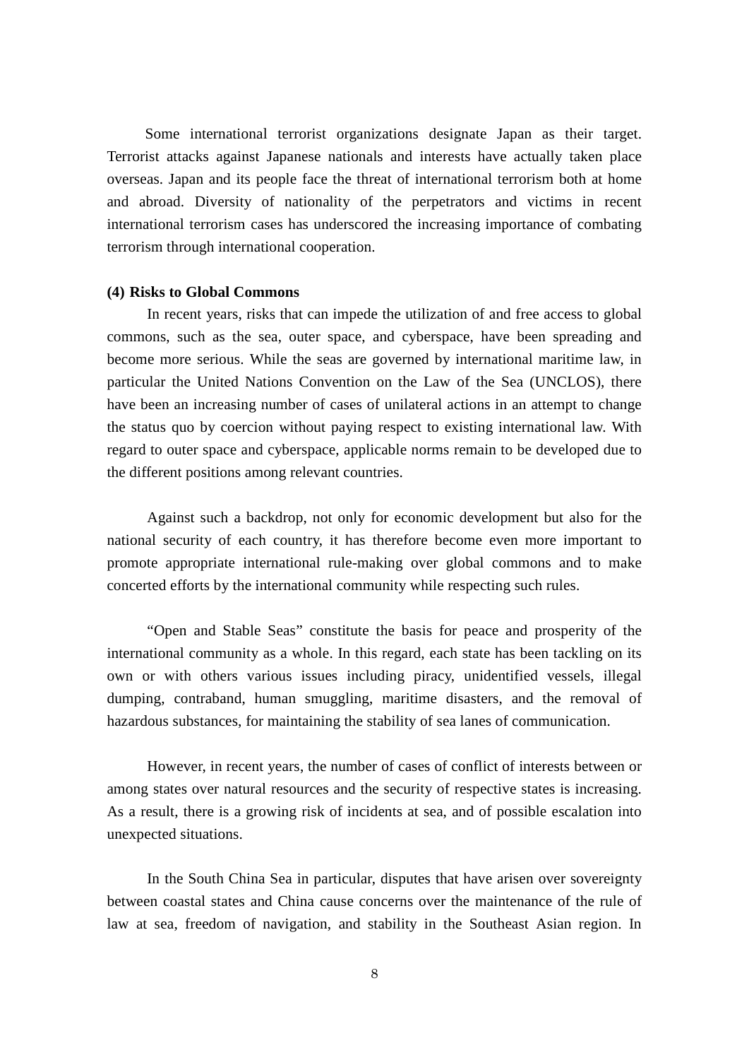Some international terrorist organizations designate Japan as their target. Terrorist attacks against Japanese nationals and interests have actually taken place overseas. Japan and its people face the threat of international terrorism both at home and abroad. Diversity of nationality of the perpetrators and victims in recent international terrorism cases has underscored the increasing importance of combating terrorism through international cooperation.

**(4) Risks to Global Commons**

In recent years, risks that can impede the utilization of and free access to global commons, such as the sea, outer space, and cyberspace, have been spreading and become more serious. While the seas are governed by international maritime law, in particular the United Nations Convention on the Law of the Sea (UNCLOS), there have been an increasing number of cases of unilateral actions in an attempt to change the status quo by coercion without paying respect to existing international law. With regard to outer space and cyberspace, applicable norms remain to be developed due to the different positions among relevant countries.

Against such a backdrop, not only for economic development but also for the national security of each country, it has therefore become even more important to promote appropriate international rule-making over global commons and to make concerted efforts by the international community while respecting such rules.

"Open and Stable Seas" constitute the basis for peace and prosperity of the international community as a whole. In this regard, each state has been tackling on its own or with others various issues including piracy, unidentified vessels, illegal dumping, contraband, human smuggling, maritime disasters, and the removal of hazardous substances, for maintaining the stability of sea lanes of communication.

However, in recent years, the number of cases of conflict of interests between or among states over natural resources and the security of respective states is increasing. As a result, there is a growing risk of incidents at sea, and of possible escalation into unexpected situations.

In the South China Sea in particular, disputes that have arisen over sovereignty between coastal states and China cause concerns over the maintenance of the rule of law at sea, freedom of navigation, and stability in the Southeast Asian region. In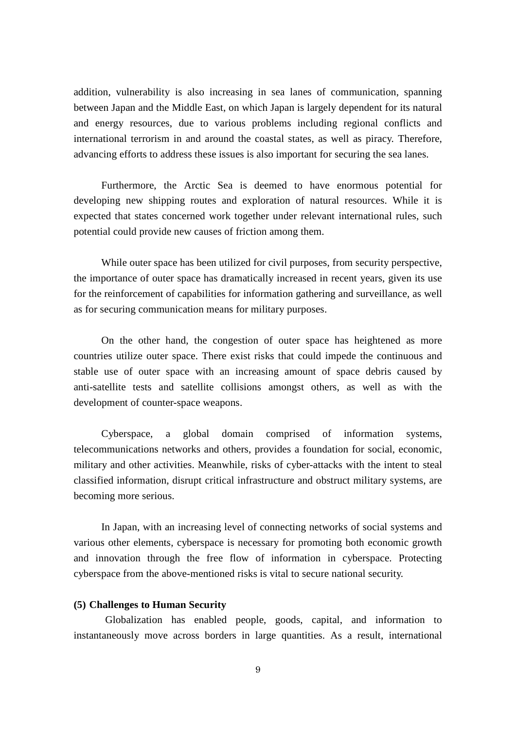addition, vulnerability is also increasing in sea lanes of communication, spanning between Japan and the Middle East, on which Japan is largely dependent for its natural and energy resources, due to various problems including regional conflicts and international terrorism in and around the coastal states, as well as piracy. Therefore, advancing efforts to address these issues is also important for securing the sea lanes.

Furthermore, the Arctic Sea is deemed to have enormous potential for developing new shipping routes and exploration of natural resources. While it is expected that states concerned work together under relevant international rules, such potential could provide new causes of friction among them.

While outer space has been utilized for civil purposes, from security perspective, the importance of outer space has dramatically increased in recent years, given its use for the reinforcement of capabilities for information gathering and surveillance, as well as for securing communication means for military purposes.

On the other hand, the congestion of outer space has heightened as more countries utilize outer space. There exist risks that could impede the continuous and stable use of outer space with an increasing amount of space debris caused by anti-satellite tests and satellite collisions amongst others, as well as with the development of counter-space weapons.

Cyberspace, a global domain comprised of information systems, telecommunications networks and others, provides a foundation for social, economic, military and other activities. Meanwhile, risks of cyber-attacks with the intent to steal classified information, disrupt critical infrastructure and obstruct military systems, are becoming more serious.

In Japan, with an increasing level of connecting networks of social systems and various other elements, cyberspace is necessary for promoting both economic growth and innovation through the free flow of information in cyberspace. Protecting cyberspace from the above-mentioned risks is vital to secure national security.

**(5) Challenges to Human Security**

Globalization has enabled people, goods, capital, and information to instantaneously move across borders in large quantities. As a result, international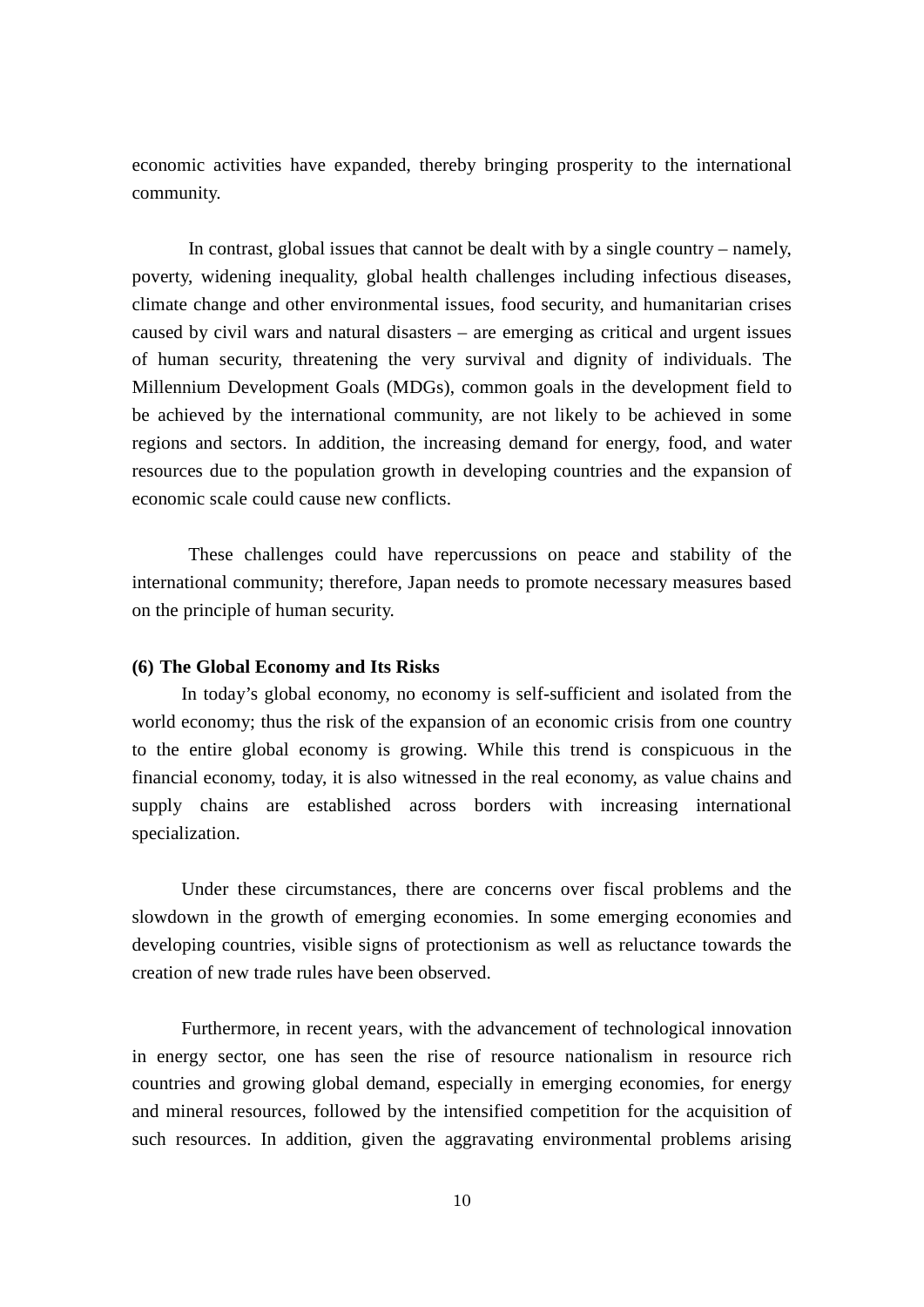economic activities have expanded, thereby bringing prosperity to the international community.

In contrast, global issues that cannot be dealt with by a single country – namely, poverty, widening inequality, global health challenges including infectious diseases, climate change and other environmental issues, food security, and humanitarian crises caused by civil wars and natural disasters – are emerging as critical and urgent issues of human security, threatening the very survival and dignity of individuals. The Millennium Development Goals (MDGs), common goals in the development field to be achieved by the international community, are not likely to be achieved in some regions and sectors. In addition, the increasing demand for energy, food, and water resources due to the population growth in developing countries and the expansion of economic scale could cause new conflicts.

These challenges could have repercussions on peace and stability of the international community; therefore, Japan needs to promote necessary measures based on the principle of human security.

**(6) The Global Economy and Its Risks**

In today's global economy, no economy is self-sufficient and isolated from the world economy; thus the risk of the expansion of an economic crisis from one country to the entire global economy is growing. While this trend is conspicuous in the financial economy, today, it is also witnessed in the real economy, as value chains and supply chains are established across borders with increasing international specialization.

Under these circumstances, there are concerns over fiscal problems and the slowdown in the growth of emerging economies. In some emerging economies and developing countries, visible signs of protectionism as well as reluctance towards the creation of new trade rules have been observed.

Furthermore, in recent years, with the advancement of technological innovation in energy sector, one has seen the rise of resource nationalism in resource rich countries and growing global demand, especially in emerging economies, for energy and mineral resources, followed by the intensified competition for the acquisition of such resources. In addition, given the aggravating environmental problems arising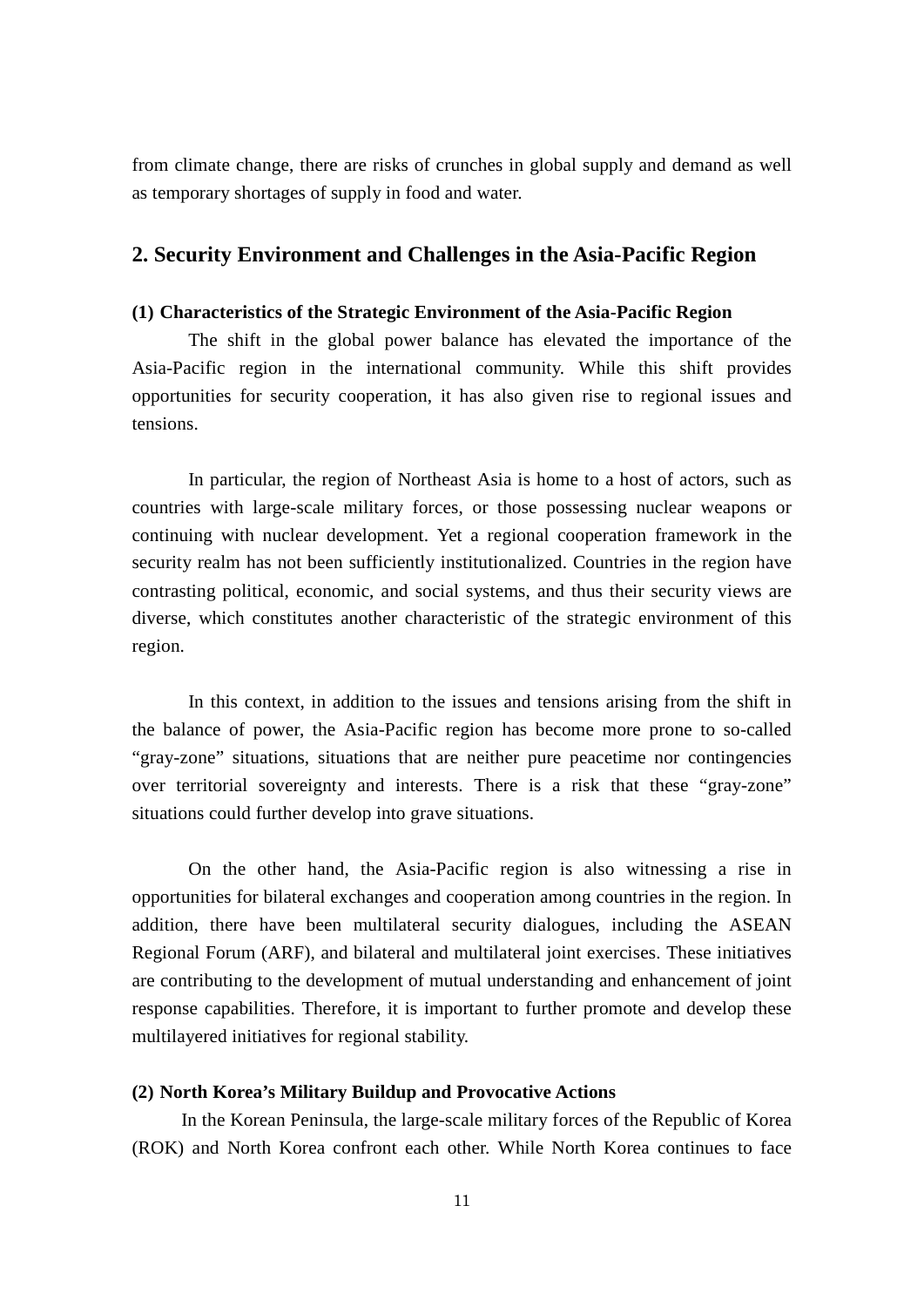from climate change, there are risks of crunches in global supply and demand as well as temporary shortages of supply in food and water.

## 2. Security Environment and Challenges in the Asia-Pacific Region

### (1) Characteristics of the Strategic Environment of the Asia-Pacific Region

The shift in the global power balance has elevated the importance of the Asia-Pacific region in the international community. While this shift provides opportunities for security cooperation, it has also given rise to regional issues and tensions.

In particular, the region of Northeast Asia is home to a host of actors, such as countries with large-scale military forces, or those possessing nuclear weapons or continuing with nuclear development. Yet a regional cooperation framework in the security realm has not been sufficiently institutionalized. Countries in the region have contrasting political, economic, and social systems, and thus their security views are diverse, which constitutes another characteristic of the strategic environment of this region.

In this context, in addition to the issues and tensions arising from the shift in the balance of power, the Asia-Pacific region has become more prone to so-called "gray-zone" situations, situations that are neither pure peacetime nor contingencies over territorial sovereignty and interests. There is a risk that these "gray-zone" situations could further develop into grave situations.

On the other hand, the Asia-Pacific region is also witnessing a rise in opportunities for bilateral exchanges and cooperation among countries in the region. In addition, there have been multilateral security dialogues, including the ASEAN Regional Forum (ARF), and bilateral and multilateral joint exercises. These initiatives are contributing to the development of mutual understanding and enhancement of joint response capabilities. Therefore, it is important to further promote and develop these multilayered initiatives for regional stability.

### (2) North Korea's Military Buildup and Provocative Actions

In the Korean Peninsula, the large-scale military forces of the Republic of Korea (ROK) and North Korea confront each other. While North Korea continues to face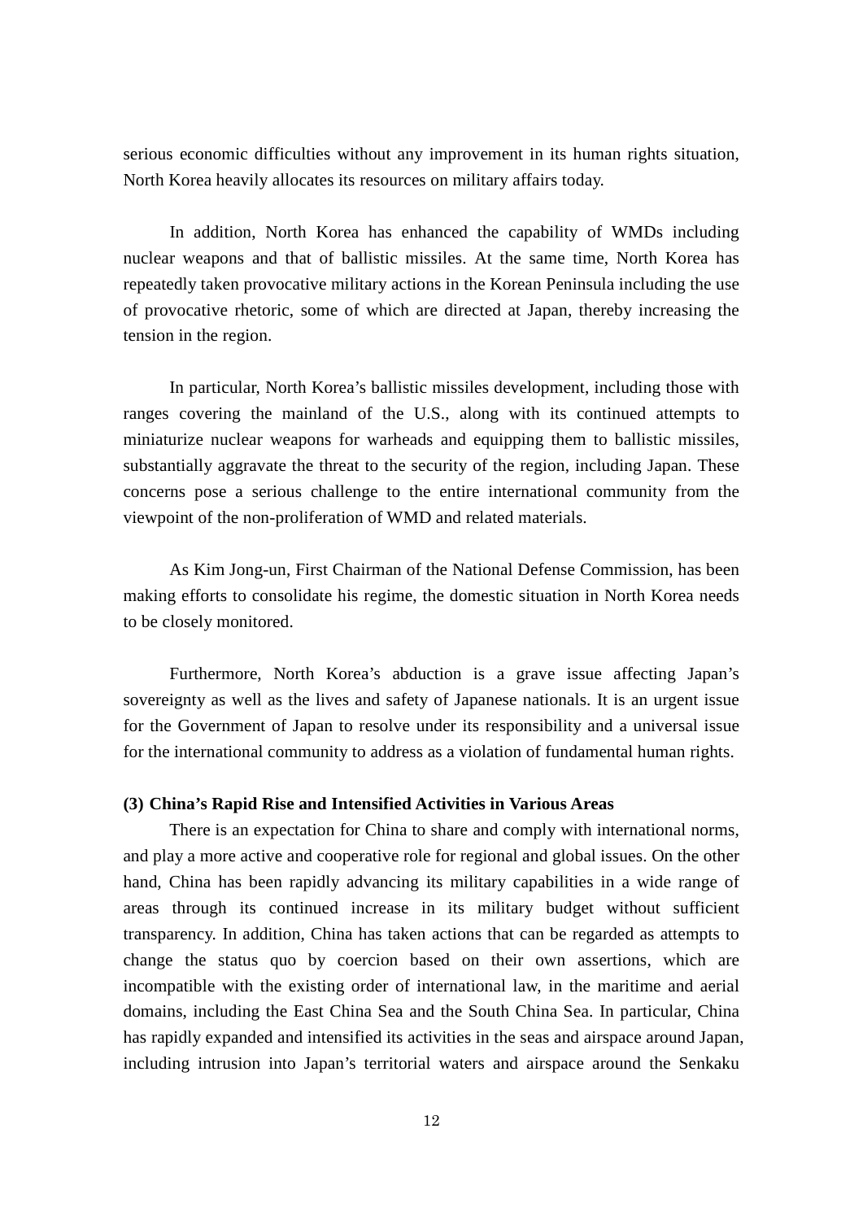serious economic difficulties without any improvement in its human rights situation, North Korea heavily allocates its resources on military affairs today.

In addition, North Korea has enhanced the capability of WMDs including nuclear weapons and that of ballistic missiles. At the same time, North Korea has repeatedly taken provocative military actions in the Korean Peninsula including the use of provocative rhetoric, some of which are directed at Japan, thereby increasing the tension in the region.

In particular, North Korea's ballistic missiles development, including those with ranges covering the mainland of the U.S., along with its continued attempts to miniaturize nuclear weapons for warheads and equipping them to ballistic missiles, substantially aggravate the threat to the security of the region, including Japan. These concerns pose a serious challenge to the entire international community from the viewpoint of the non-proliferation of WMD and related materials.

As Kim Jong-un, First Chairman of the National Defense Commission, has been making efforts to consolidate his regime, the domestic situation in North Korea needs to be closely monitored.

Furthermore, North Korea's abduction is a grave issue affecting Japan's sovereignty as well as the lives and safety of Japanese nationals. It is an urgent issue for the Government of Japan to resolve under its responsibility and a universal issue for the international community to address as a violation of fundamental human rights.

**(3) China's Rapid Rise and Intensified Activities in Various Areas**

There is an expectation for China to share and comply with international norms, and play a more active and cooperative role for regional and global issues. On the other hand, China has been rapidly advancing its military capabilities in a wide range of areas through its continued increase in its military budget without sufficient transparency. In addition, China has taken actions that can be regarded as attempts to change the status quo by coercion based on their own assertions, which are incompatible with the existing order of international law, in the maritime and aerial domains, including the East China Sea and the South China Sea. In particular, China has rapidly expanded and intensified its activities in the seas and airspace around Japan, including intrusion into Japan's territorial waters and airspace around the Senkaku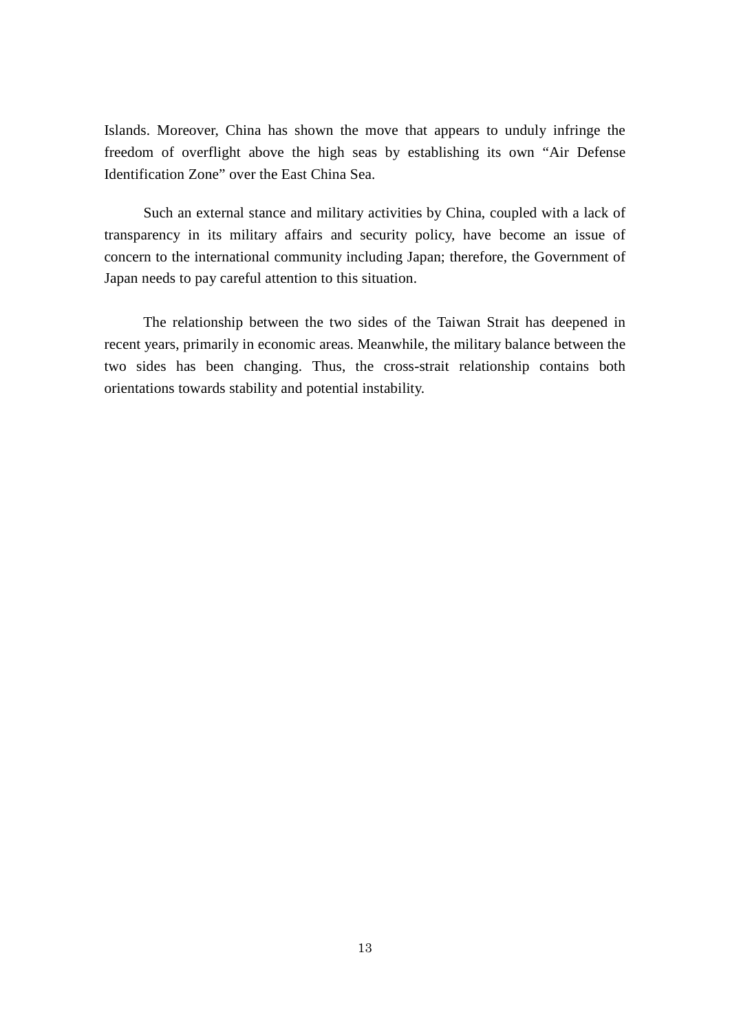Islands. Moreover, China has shown the move that appears to unduly infringe the freedom of overflight above the high seas by establishing its own “Air Defense Identification Zone” over the East China Sea.

Such an external stance and military activities by China, coupled with a lack of transparency in its military affairs and security policy, have become an issue of concern to the international community including Japan; therefore, the Government of Japan needs to pay careful attention to this situation.

The relationship between the two sides of the Taiwan Strait has deepened in recent years, primarily in economic areas. Meanwhile, the military balance between the two sides has been changing. Thus, the cross-strait relationship contains both orientations towards stability and potential instability.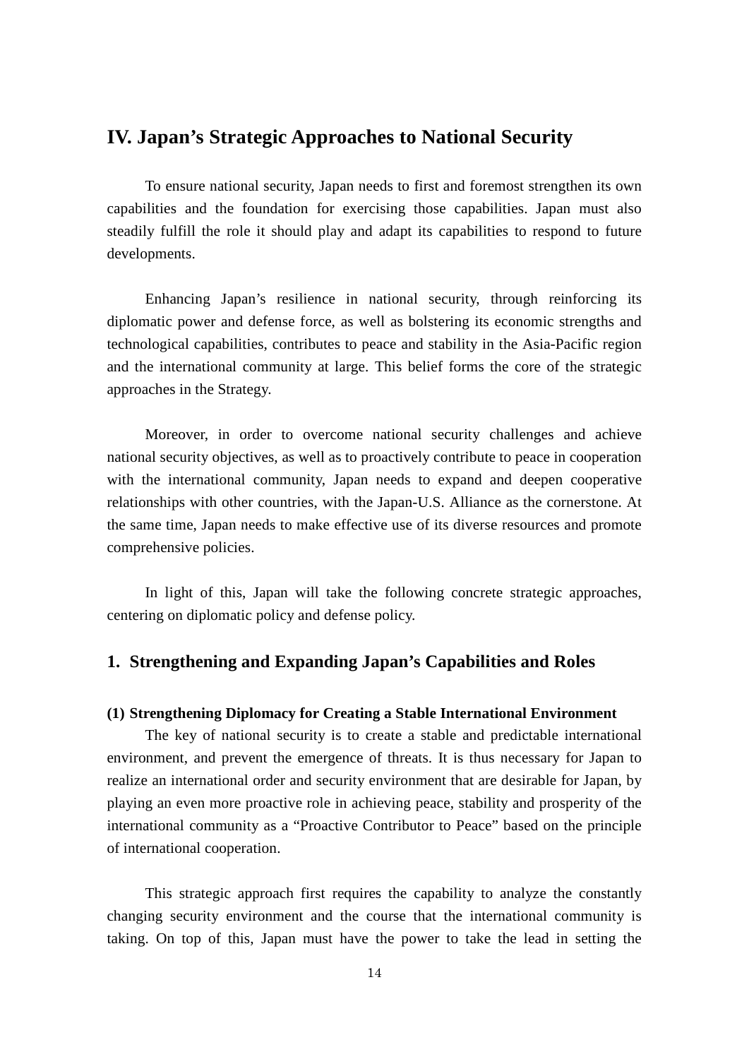# IV. Japan's Strategic Approaches to National Security

To ensure national security, Japan needs to first and foremost strengthen its own capabilities and the foundation for exercising those capabilities. Japan must also steadily fulfill the role it should play and adapt its capabilities to respond to future developments.

Enhancing Japan's resilience in national security, through reinforcing its diplomatic power and defense force, as well as bolstering its economic strengths and technological capabilities, contributes to peace and stability in the Asia-Pacific region and the international community at large. This belief forms the core of the strategic approaches in the Strategy.

Moreover, in order to overcome national security challenges and achieve national security objectives, as well as to proactively contribute to peace in cooperation with the international community, Japan needs to expand and deepen cooperative relationships with other countries, with the Japan-U.S. Alliance as the cornerstone. At the same time, Japan needs to make effective use of its diverse resources and promote comprehensive policies.

In light of this, Japan will take the following concrete strategic approaches, centering on diplomatic policy and defense policy.

## 1. Strengthening and Expanding Japan's Capabilities and Roles

#### (1) Strengthening Diplomacy for Creating a Stable International Environment

The key of national security is to create a stable and predictable international environment, and prevent the emergence of threats. It is thus necessary for Japan to realize an international order and security environment that are desirable for Japan, by playing an even more proactive role in achieving peace, stability and prosperity of the international community as a "Proactive Contributor to Peace" based on the principle of international cooperation.

This strategic approach first requires the capability to analyze the constantly changing security environment and the course that the international community is taking. On top of this, Japan must have the power to take the lead in setting the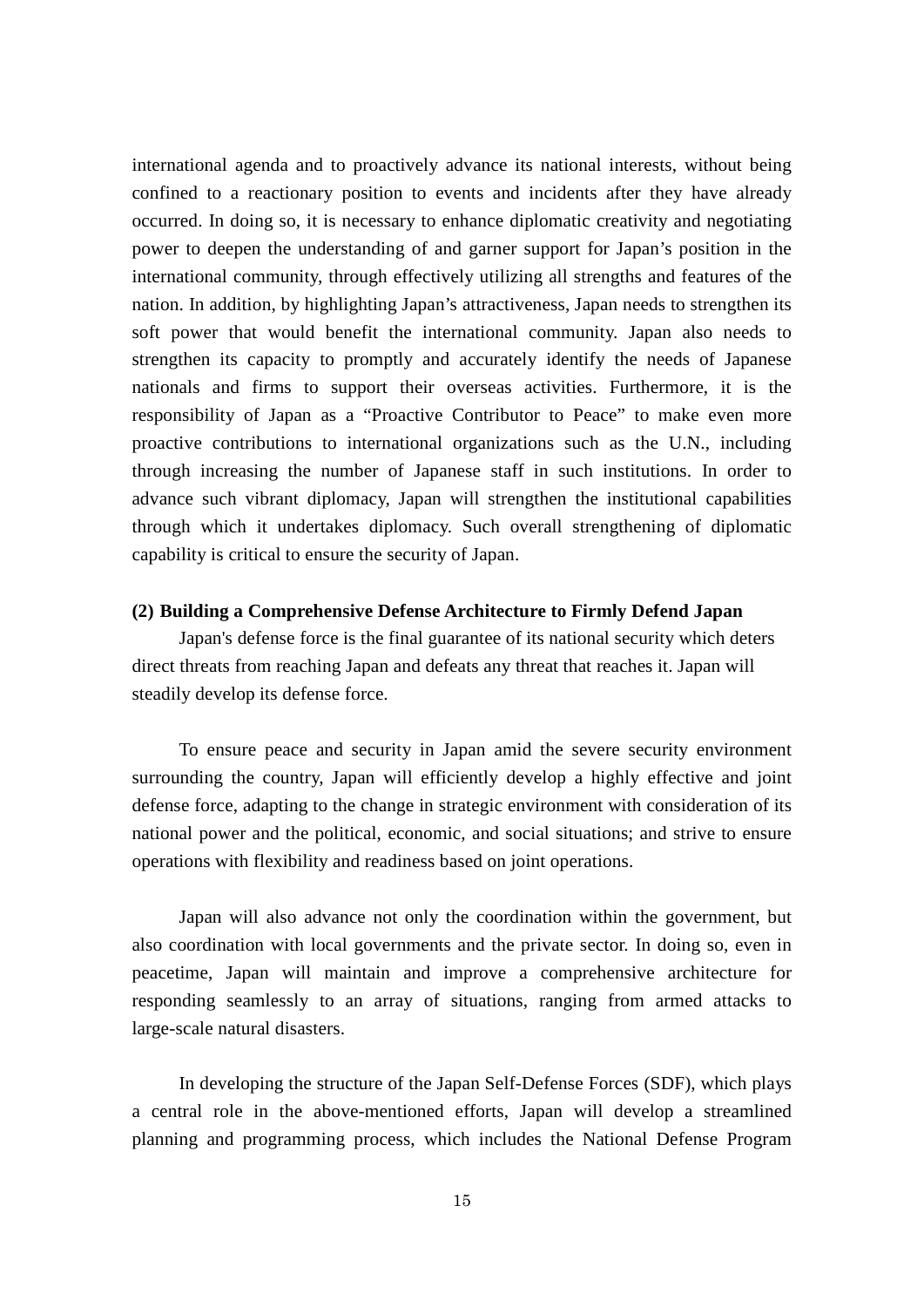international agenda and to proactively advance its national interests, without being confined to a reactionary position to events and incidents after they have already occurred. In doing so, it is necessary to enhance diplomatic creativity and negotiating power to deepen the understanding of and garner support for Japan’s position in the international community, through effectively utilizing all strengths and features of the nation. In addition, by highlighting Japan’s attractiveness, Japan needs to strengthen its soft power that would benefit the international community. Japan also needs to strengthen its capacity to promptly and accurately identify the needs of Japanese nationals and firms to support their overseas activities. Furthermore, it is the responsibility of Japan as a “Proactive Contributor to Peace” to make even more proactive contributions to international organizations such as the U.N., including through increasing the number of Japanese staff in such institutions. In order to advance such vibrant diplomacy, Japan will strengthen the institutional capabilities through which it undertakes diplomacy. Such overall strengthening of diplomatic capability is critical to ensure the security of Japan.

**(2) Building a Comprehensive Defense Architecture to Firmly Defend Japan**

Japan's defense force is the final guarantee of its national security which deters direct threats from reaching Japan and defeats any threat that reaches it. Japan will steadily develop its defense force.

To ensure peace and security in Japan amid the severe security environment surrounding the country, Japan will efficiently develop a highly effective and joint defense force, adapting to the change in strategic environment with consideration of its national power and the political, economic, and social situations; and strive to ensure operations with flexibility and readiness based on joint operations.

Japan will also advance not only the coordination within the government, but also coordination with local governments and the private sector. In doing so, even in peacetime, Japan will maintain and improve a comprehensive architecture for responding seamlessly to an array of situations, ranging from armed attacks to large-scale natural disasters.

In developing the structure of the Japan Self-Defense Forces (SDF), which plays a central role in the above-mentioned efforts, Japan will develop a streamlined planning and programming process, which includes the National Defense Program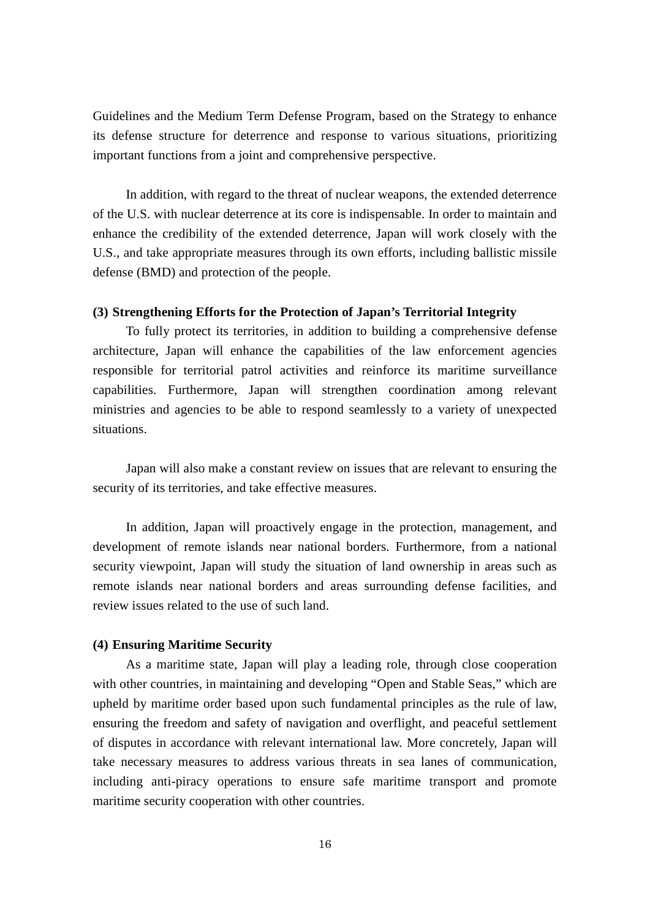Guidelines and the Medium Term Defense Program, based on the Strategy to enhance its defense structure for deterrence and response to various situations, prioritizing important functions from a joint and comprehensive perspective.

In addition, with regard to the threat of nuclear weapons, the extended deterrence of the U.S. with nuclear deterrence at its core is indispensable. In order to maintain and enhance the credibility of the extended deterrence, Japan will work closely with the U.S., and take appropriate measures through its own efforts, including ballistic missile defense (BMD) and protection of the people.

**(3) Strengthening Efforts for the Protection of Japan's Territorial Integrity**

To fully protect its territories, in addition to building a comprehensive defense architecture, Japan will enhance the capabilities of the law enforcement agencies responsible for territorial patrol activities and reinforce its maritime surveillance capabilities. Furthermore, Japan will strengthen coordination among relevant ministries and agencies to be able to respond seamlessly to a variety of unexpected situations.

Japan will also make a constant review on issues that are relevant to ensuring the security of its territories, and take effective measures.

In addition, Japan will proactively engage in the protection, management, and development of remote islands near national borders. Furthermore, from a national security viewpoint, Japan will study the situation of land ownership in areas such as remote islands near national borders and areas surrounding defense facilities, and review issues related to the use of such land.

**(4) Ensuring Maritime Security**

As a maritime state, Japan will play a leading role, through close cooperation with other countries, in maintaining and developing "Open and Stable Seas," which are upheld by maritime order based upon such fundamental principles as the rule of law, ensuring the freedom and safety of navigation and overflight, and peaceful settlement of disputes in accordance with relevant international law. More concretely, Japan will take necessary measures to address various threats in sea lanes of communication, including anti-piracy operations to ensure safe maritime transport and promote maritime security cooperation with other countries.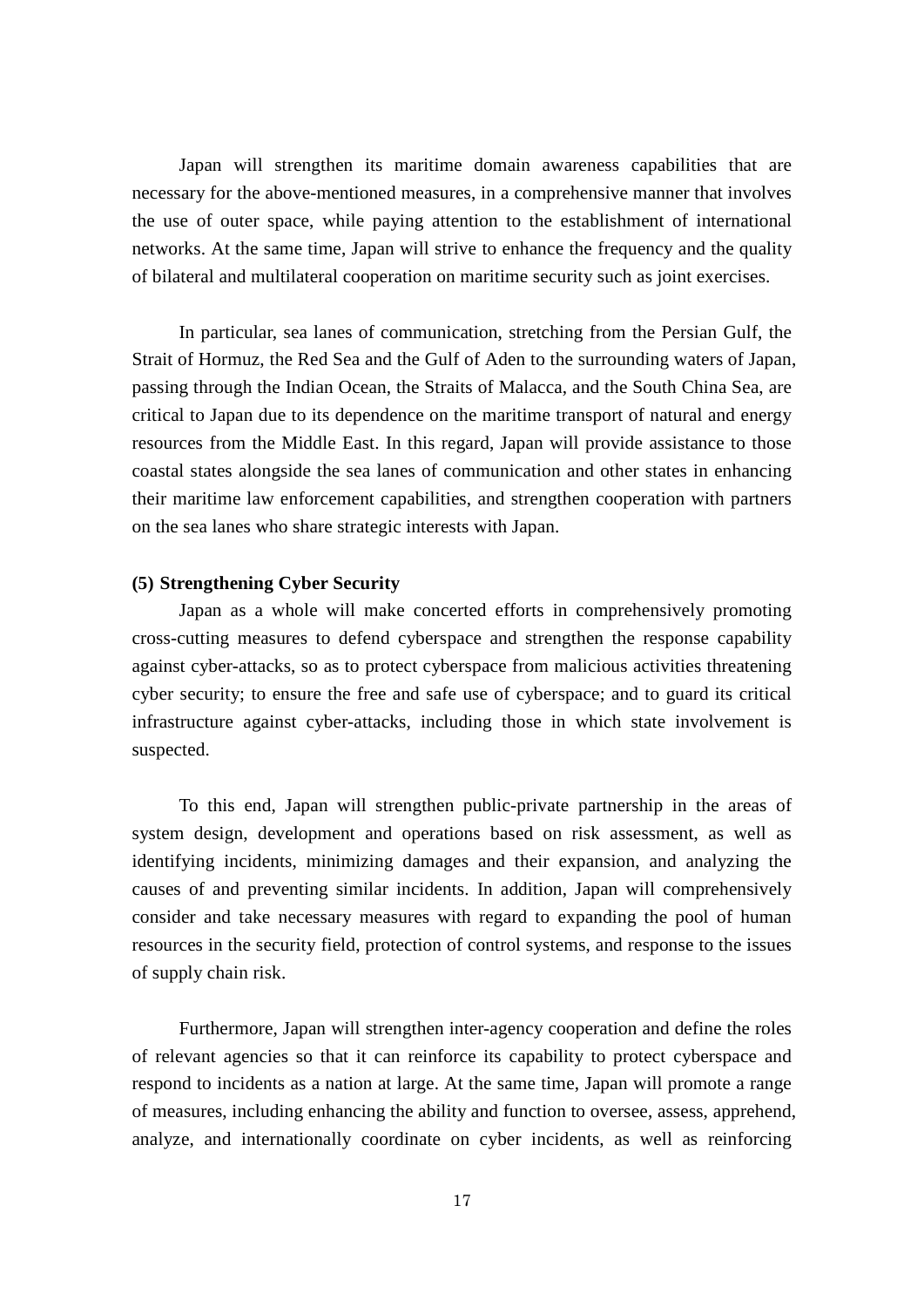Japan will strengthen its maritime domain awareness capabilities that are necessary for the above-mentioned measures, in a comprehensive manner that involves the use of outer space, while paying attention to the establishment of international networks. At the same time, Japan will strive to enhance the frequency and the quality of bilateral and multilateral cooperation on maritime security such as joint exercises.

In particular, sea lanes of communication, stretching from the Persian Gulf, the Strait of Hormuz, the Red Sea and the Gulf of Aden to the surrounding waters of Japan, passing through the Indian Ocean, the Straits of Malacca, and the South China Sea, are critical to Japan due to its dependence on the maritime transport of natural and energy resources from the Middle East. In this regard, Japan will provide assistance to those coastal states alongside the sea lanes of communication and other states in enhancing their maritime law enforcement capabilities, and strengthen cooperation with partners on the sea lanes who share strategic interests with Japan.

**(5) Strengthening Cyber Security**

Japan as a whole will make concerted efforts in comprehensively promoting cross-cutting measures to defend cyberspace and strengthen the response capability against cyber-attacks, so as to protect cyberspace from malicious activities threatening cyber security; to ensure the free and safe use of cyberspace; and to guard its critical infrastructure against cyber-attacks, including those in which state involvement is suspected.

To this end, Japan will strengthen public-private partnership in the areas of system design, development and operations based on risk assessment, as well as identifying incidents, minimizing damages and their expansion, and analyzing the causes of and preventing similar incidents. In addition, Japan will comprehensively consider and take necessary measures with regard to expanding the pool of human resources in the security field, protection of control systems, and response to the issues of supply chain risk.

Furthermore, Japan will strengthen inter-agency cooperation and define the roles of relevant agencies so that it can reinforce its capability to protect cyberspace and respond to incidents as a nation at large. At the same time, Japan will promote a range of measures, including enhancing the ability and function to oversee, assess, apprehend, analyze, and internationally coordinate on cyber incidents, as well as reinforcing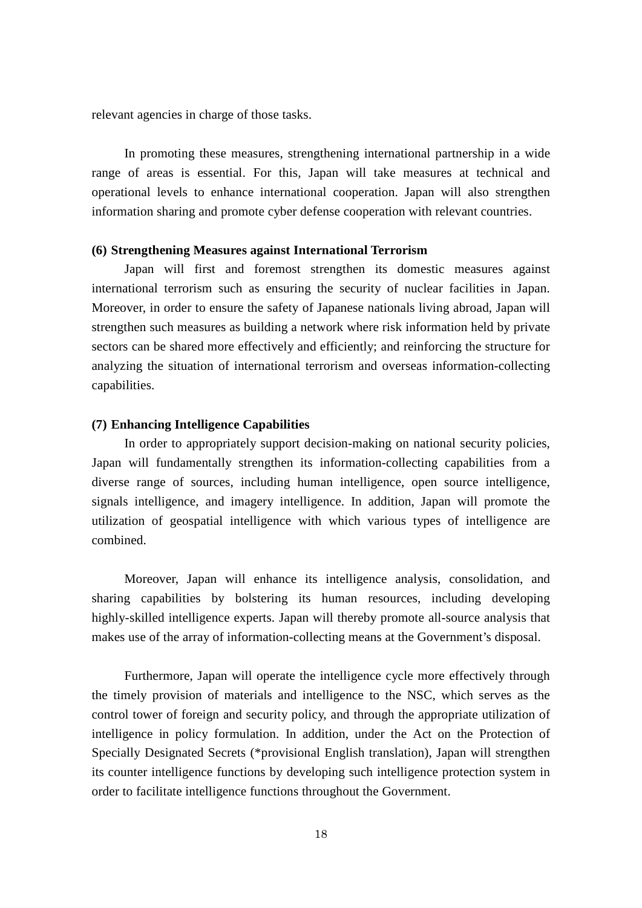relevant agencies in charge of those tasks.

In promoting these measures, strengthening international partnership in a wide range of areas is essential. For this, Japan will take measures at technical and operational levels to enhance international cooperation. Japan will also strengthen information sharing and promote cyber defense cooperation with relevant countries.

**(6) Strengthening Measures against International Terrorism**

Japan will first and foremost strengthen its domestic measures against international terrorism such as ensuring the security of nuclear facilities in Japan. Moreover, in order to ensure the safety of Japanese nationals living abroad, Japan will strengthen such measures as building a network where risk information held by private sectors can be shared more effectively and efficiently; and reinforcing the structure for analyzing the situation of international terrorism and overseas information-collecting capabilities.

**(7) Enhancing Intelligence Capabilities**

In order to appropriately support decision-making on national security policies, Japan will fundamentally strengthen its information-collecting capabilities from a diverse range of sources, including human intelligence, open source intelligence, signals intelligence, and imagery intelligence. In addition, Japan will promote the utilization of geospatial intelligence with which various types of intelligence are combined.

Moreover, Japan will enhance its intelligence analysis, consolidation, and sharing capabilities by bolstering its human resources, including developing highly-skilled intelligence experts. Japan will thereby promote all-source analysis that makes use of the array of information-collecting means at the Government's disposal.

Furthermore, Japan will operate the intelligence cycle more effectively through the timely provision of materials and intelligence to the NSC, which serves as the control tower of foreign and security policy, and through the appropriate utilization of intelligence in policy formulation. In addition, under the Act on the Protection of Specially Designated Secrets (*provisional English translation), Japan will strengthen its counter intelligence functions by developing such intelligence protection system in order to facilitate intelligence functions throughout the Government.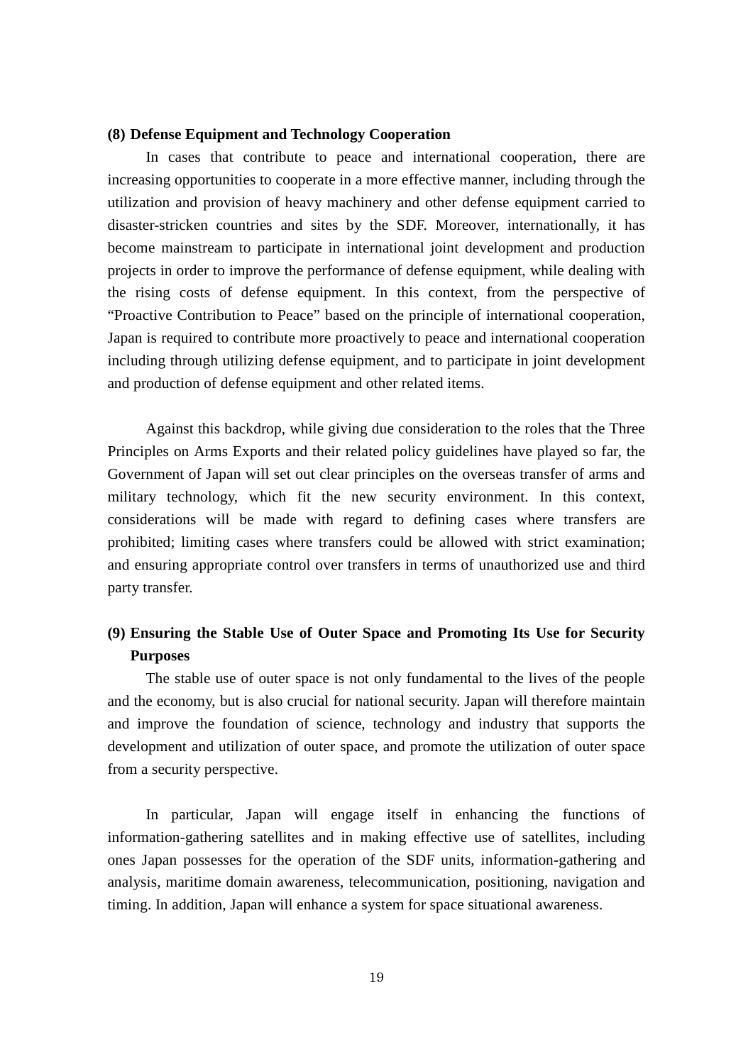**(8) Defense Equipment and Technology Cooperation**

In cases that contribute to peace and international cooperation, there are increasing opportunities to cooperate in a more effective manner, including through the utilization and provision of heavy machinery and other defense equipment carried to disaster-stricken countries and sites by the SDF. Moreover, internationally, it has become mainstream to participate in international joint development and production projects in order to improve the performance of defense equipment, while dealing with the rising costs of defense equipment. In this context, from the perspective of "Proactive Contribution to Peace" based on the principle of international cooperation, Japan is required to contribute more proactively to peace and international cooperation including through utilizing defense equipment, and to participate in joint development and production of defense equipment and other related items.

Against this backdrop, while giving due consideration to the roles that the Three Principles on Arms Exports and their related policy guidelines have played so far, the Government of Japan will set out clear principles on the overseas transfer of arms and military technology, which fit the new security environment. In this context, considerations will be made with regard to defining cases where transfers are prohibited; limiting cases where transfers could be allowed with strict examination; and ensuring appropriate control over transfers in terms of unauthorized use and third party transfer.

**(9) Ensuring the Stable Use of Outer Space and Promoting Its Use for Security Purposes**

The stable use of outer space is not only fundamental to the lives of the people and the economy, but is also crucial for national security. Japan will therefore maintain and improve the foundation of science, technology and industry that supports the development and utilization of outer space, and promote the utilization of outer space from a security perspective.

In particular, Japan will engage itself in enhancing the functions of information-gathering satellites and in making effective use of satellites, including ones Japan possesses for the operation of the SDF units, information-gathering and analysis, maritime domain awareness, telecommunication, positioning, navigation and timing. In addition, Japan will enhance a system for space situational awareness.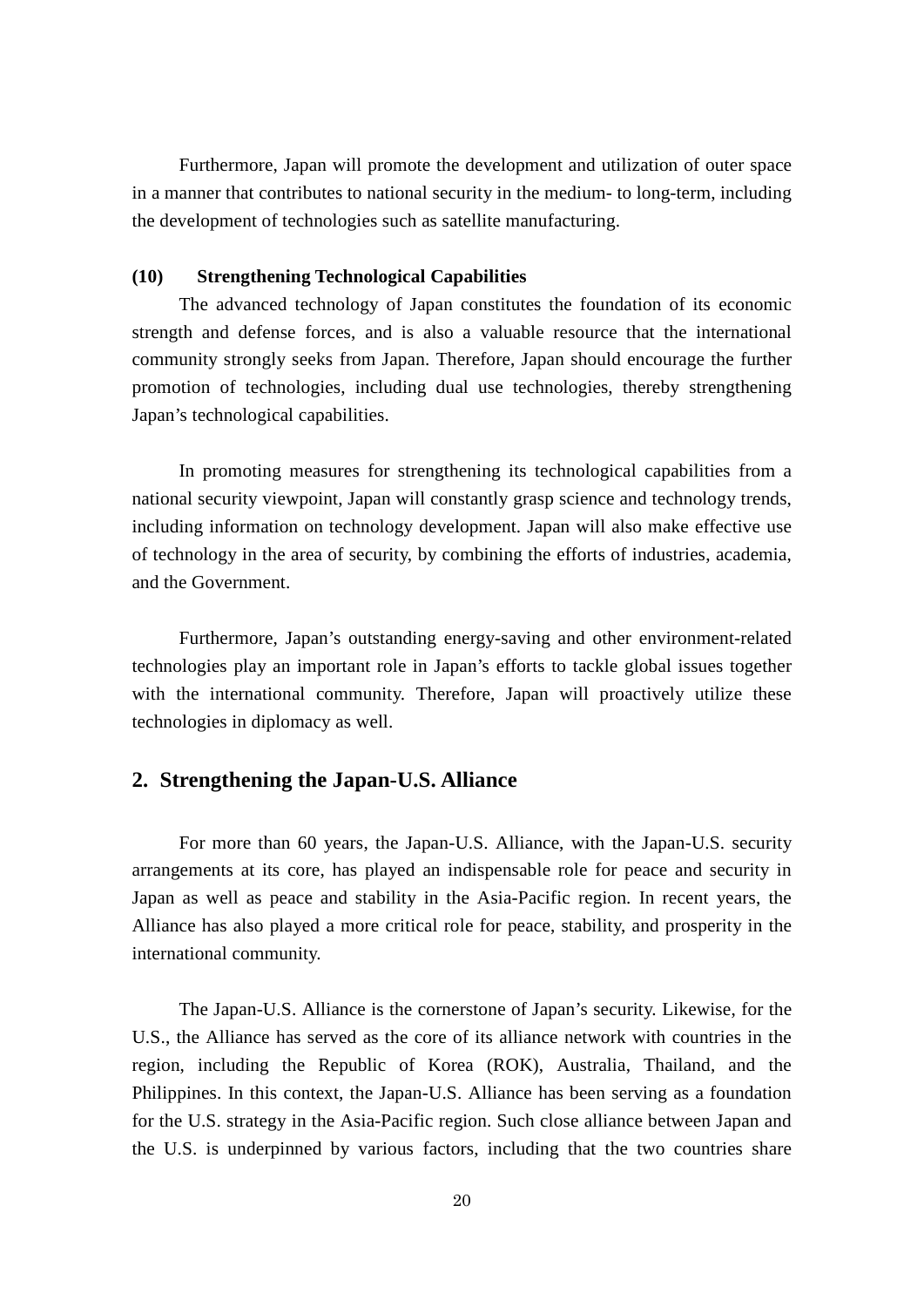Furthermore, Japan will promote the development and utilization of outer space in a manner that contributes to national security in the medium- to long-term, including the development of technologies such as satellite manufacturing.

#### (10) Strengthening Technological Capabilities

The advanced technology of Japan constitutes the foundation of its economic strength and defense forces, and is also a valuable resource that the international community strongly seeks from Japan. Therefore, Japan should encourage the further promotion of technologies, including dual use technologies, thereby strengthening Japan's technological capabilities.

In promoting measures for strengthening its technological capabilities from a national security viewpoint, Japan will constantly grasp science and technology trends, including information on technology development. Japan will also make effective use of technology in the area of security, by combining the efforts of industries, academia, and the Government.

Furthermore, Japan's outstanding energy-saving and other environment-related technologies play an important role in Japan's efforts to tackle global issues together with the international community. Therefore, Japan will proactively utilize these technologies in diplomacy as well.

## 2. Strengthening the Japan-U.S. Alliance

For more than 60 years, the Japan-U.S. Alliance, with the Japan-U.S. security arrangements at its core, has played an indispensable role for peace and security in Japan as well as peace and stability in the Asia-Pacific region. In recent years, the Alliance has also played a more critical role for peace, stability, and prosperity in the international community.

The Japan-U.S. Alliance is the cornerstone of Japan's security. Likewise, for the U.S., the Alliance has served as the core of its alliance network with countries in the region, including the Republic of Korea (ROK), Australia, Thailand, and the Philippines. In this context, the Japan-U.S. Alliance has been serving as a foundation for the U.S. strategy in the Asia-Pacific region. Such close alliance between Japan and the U.S. is underpinned by various factors, including that the two countries share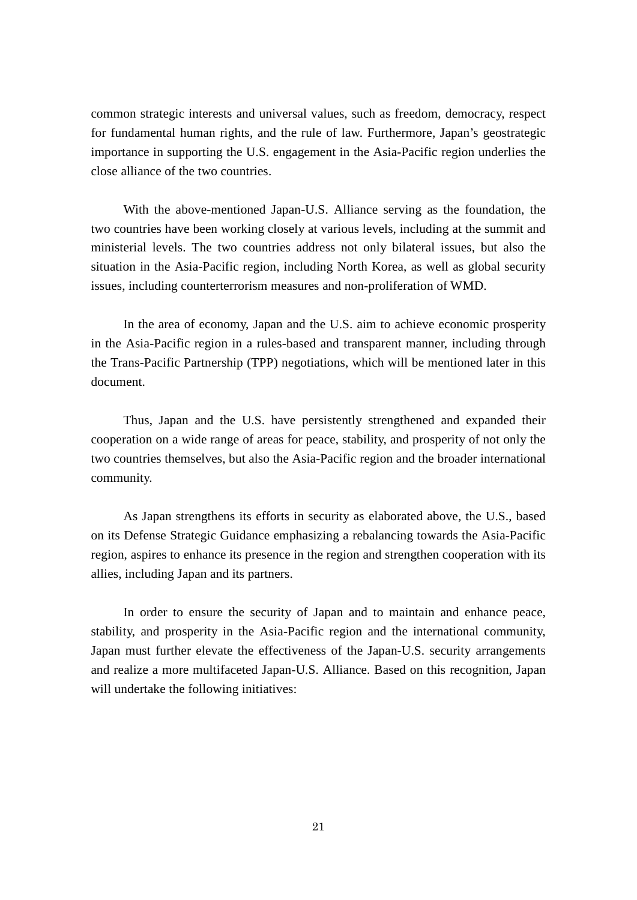common strategic interests and universal values, such as freedom, democracy, respect for fundamental human rights, and the rule of law. Furthermore, Japan's geostrategic importance in supporting the U.S. engagement in the Asia-Pacific region underlies the close alliance of the two countries.

With the above-mentioned Japan-U.S. Alliance serving as the foundation, the two countries have been working closely at various levels, including at the summit and ministerial levels. The two countries address not only bilateral issues, but also the situation in the Asia-Pacific region, including North Korea, as well as global security issues, including counterterrorism measures and non-proliferation of WMD.

In the area of economy, Japan and the U.S. aim to achieve economic prosperity in the Asia-Pacific region in a rules-based and transparent manner, including through the Trans-Pacific Partnership (TPP) negotiations, which will be mentioned later in this document.

Thus, Japan and the U.S. have persistently strengthened and expanded their cooperation on a wide range of areas for peace, stability, and prosperity of not only the two countries themselves, but also the Asia-Pacific region and the broader international community.

As Japan strengthens its efforts in security as elaborated above, the U.S., based on its Defense Strategic Guidance emphasizing a rebalancing towards the Asia-Pacific region, aspires to enhance its presence in the region and strengthen cooperation with its allies, including Japan and its partners.

In order to ensure the security of Japan and to maintain and enhance peace, stability, and prosperity in the Asia-Pacific region and the international community, Japan must further elevate the effectiveness of the Japan-U.S. security arrangements and realize a more multifaceted Japan-U.S. Alliance. Based on this recognition, Japan will undertake the following initiatives: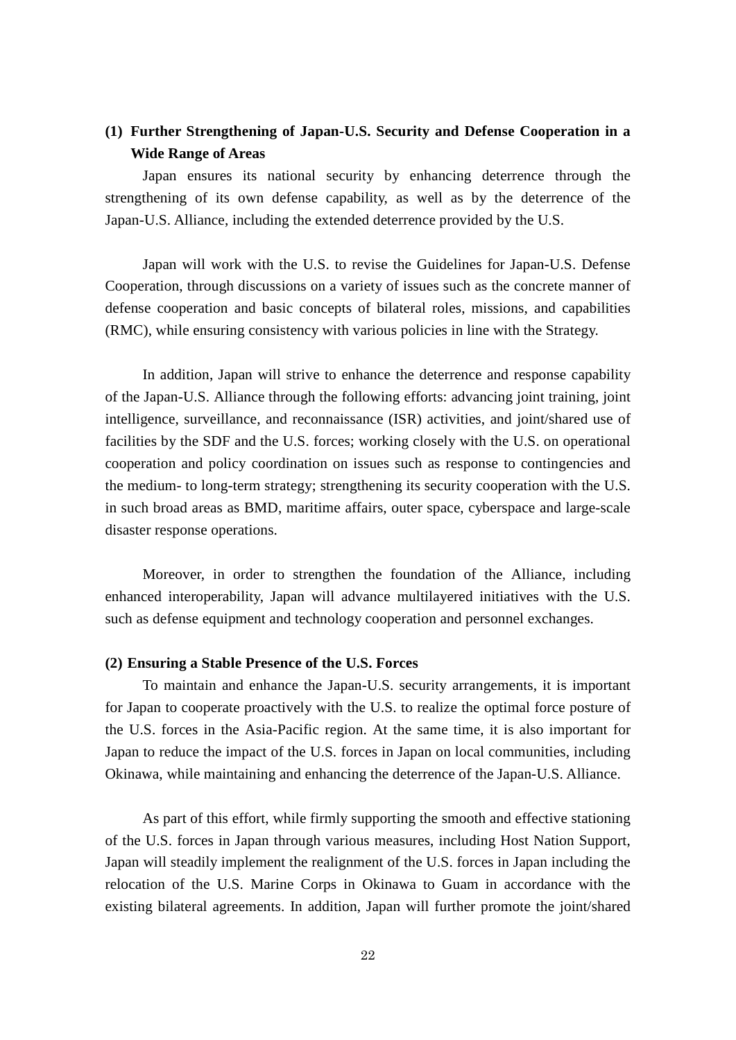### (1) Further Strengthening of Japan-U.S. Security and Defense Cooperation in a Wide Range of Areas

Japan ensures its national security by enhancing deterrence through the strengthening of its own defense capability, as well as by the deterrence of the Japan-U.S. Alliance, including the extended deterrence provided by the U.S.

Japan will work with the U.S. to revise the Guidelines for Japan-U.S. Defense Cooperation, through discussions on a variety of issues such as the concrete manner of defense cooperation and basic concepts of bilateral roles, missions, and capabilities (RMC), while ensuring consistency with various policies in line with the Strategy.

In addition, Japan will strive to enhance the deterrence and response capability of the Japan-U.S. Alliance through the following efforts: advancing joint training, joint intelligence, surveillance, and reconnaissance (ISR) activities, and joint/shared use of facilities by the SDF and the U.S. forces; working closely with the U.S. on operational cooperation and policy coordination on issues such as response to contingencies and the medium- to long-term strategy; strengthening its security cooperation with the U.S. in such broad areas as BMD, maritime affairs, outer space, cyberspace and large-scale disaster response operations.

Moreover, in order to strengthen the foundation of the Alliance, including enhanced interoperability, Japan will advance multilayered initiatives with the U.S. such as defense equipment and technology cooperation and personnel exchanges.

### (2) Ensuring a Stable Presence of the U.S. Forces

To maintain and enhance the Japan-U.S. security arrangements, it is important for Japan to cooperate proactively with the U.S. to realize the optimal force posture of the U.S. forces in the Asia-Pacific region. At the same time, it is also important for Japan to reduce the impact of the U.S. forces in Japan on local communities, including Okinawa, while maintaining and enhancing the deterrence of the Japan-U.S. Alliance.

As part of this effort, while firmly supporting the smooth and effective stationing of the U.S. forces in Japan through various measures, including Host Nation Support, Japan will steadily implement the realignment of the U.S. forces in Japan including the relocation of the U.S. Marine Corps in Okinawa to Guam in accordance with the existing bilateral agreements. In addition, Japan will further promote the joint/shared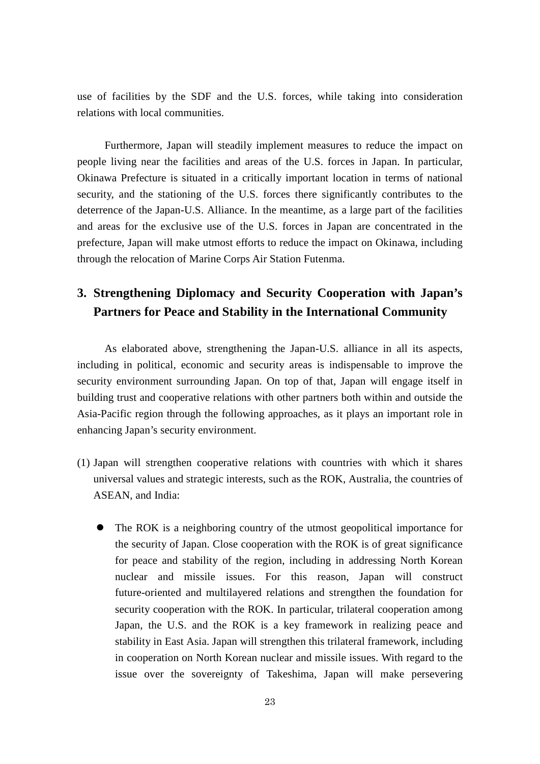use of facilities by the SDF and the U.S. forces, while taking into consideration relations with local communities.

Furthermore, Japan will steadily implement measures to reduce the impact on people living near the facilities and areas of the U.S. forces in Japan. In particular, Okinawa Prefecture is situated in a critically important location in terms of national security, and the stationing of the U.S. forces there significantly contributes to the deterrence of the Japan-U.S. Alliance. In the meantime, as a large part of the facilities and areas for the exclusive use of the U.S. forces in Japan are concentrated in the prefecture, Japan will make utmost efforts to reduce the impact on Okinawa, including through the relocation of Marine Corps Air Station Futenma.

## 3. Strengthening Diplomacy and Security Cooperation with Japan's Partners for Peace and Stability in the International Community

As elaborated above, strengthening the Japan-U.S. alliance in all its aspects, including in political, economic and security areas is indispensable to improve the security environment surrounding Japan. On top of that, Japan will engage itself in building trust and cooperative relations with other partners both within and outside the Asia-Pacific region through the following approaches, as it plays an important role in enhancing Japan's security environment.

(1) Japan will strengthen cooperative relations with countries with which it shares universal values and strategic interests, such as the ROK, Australia, the countries of ASEAN, and India:

- The ROK is a neighboring country of the utmost geopolitical importance for the security of Japan. Close cooperation with the ROK is of great significance for peace and stability of the region, including in addressing North Korean nuclear and missile issues. For this reason, Japan will construct future-oriented and multilayered relations and strengthen the foundation for security cooperation with the ROK. In particular, trilateral cooperation among Japan, the U.S. and the ROK is a key framework in realizing peace and stability in East Asia. Japan will strengthen this trilateral framework, including in cooperation on North Korean nuclear and missile issues. With regard to the issue over the sovereignty of Takeshima, Japan will make persevering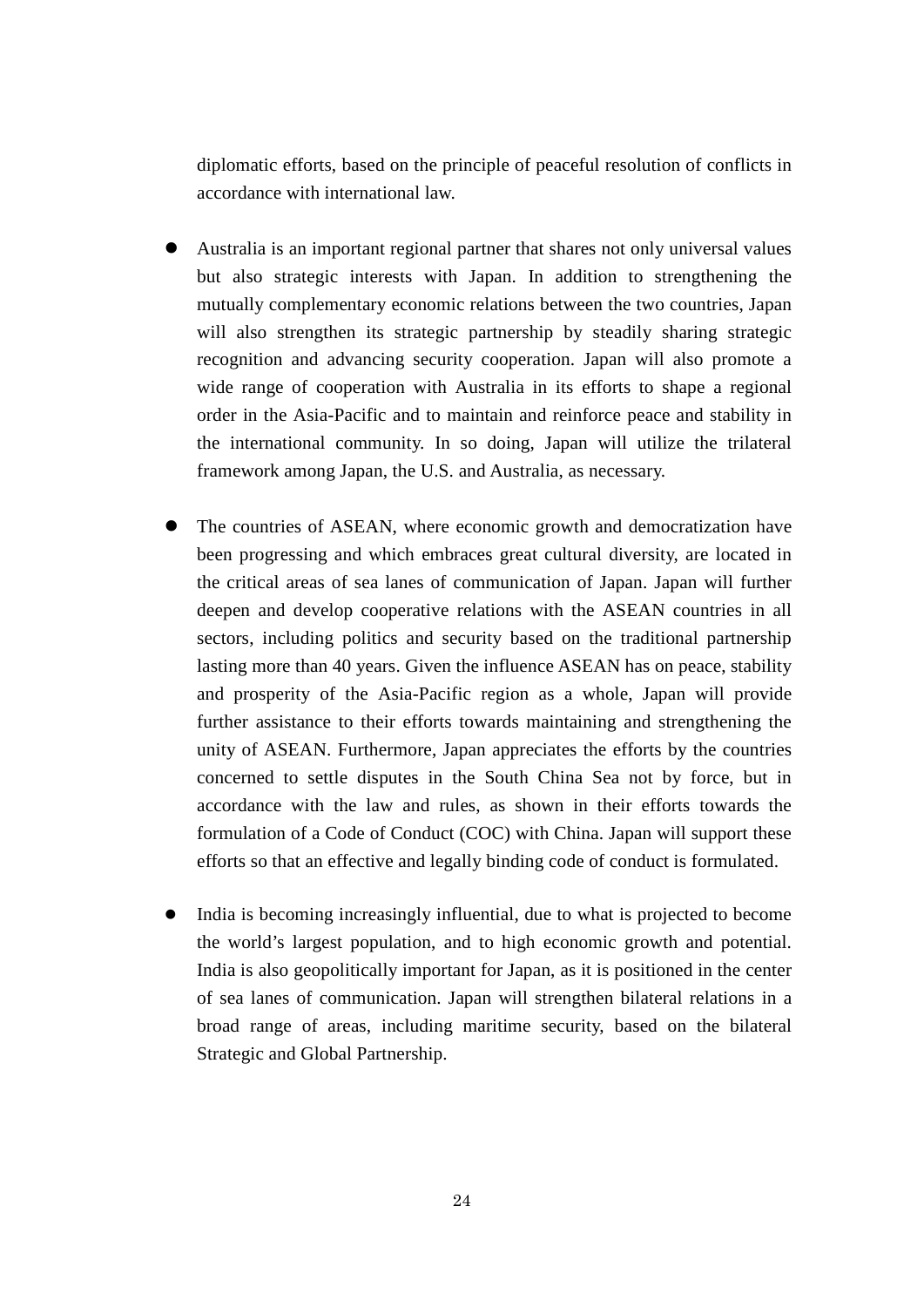diplomatic efforts, based on the principle of peaceful resolution of conflicts in accordance with international law.

- Australia is an important regional partner that shares not only universal values but also strategic interests with Japan. In addition to strengthening the mutually complementary economic relations between the two countries, Japan will also strengthen its strategic partnership by steadily sharing strategic recognition and advancing security cooperation. Japan will also promote a wide range of cooperation with Australia in its efforts to shape a regional order in the Asia-Pacific and to maintain and reinforce peace and stability in the international community. In so doing, Japan will utilize the trilateral framework among Japan, the U.S. and Australia, as necessary.

- The countries of ASEAN, where economic growth and democratization have been progressing and which embraces great cultural diversity, are located in the critical areas of sea lanes of communication of Japan. Japan will further deepen and develop cooperative relations with the ASEAN countries in all sectors, including politics and security based on the traditional partnership lasting more than 40 years. Given the influence ASEAN has on peace, stability and prosperity of the Asia-Pacific region as a whole, Japan will provide further assistance to their efforts towards maintaining and strengthening the unity of ASEAN. Furthermore, Japan appreciates the efforts by the countries concerned to settle disputes in the South China Sea not by force, but in accordance with the law and rules, as shown in their efforts towards the formulation of a Code of Conduct (COC) with China. Japan will support these efforts so that an effective and legally binding code of conduct is formulated.

- India is becoming increasingly influential, due to what is projected to become the world's largest population, and to high economic growth and potential. India is also geopolitically important for Japan, as it is positioned in the center of sea lanes of communication. Japan will strengthen bilateral relations in a broad range of areas, including maritime security, based on the bilateral Strategic and Global Partnership.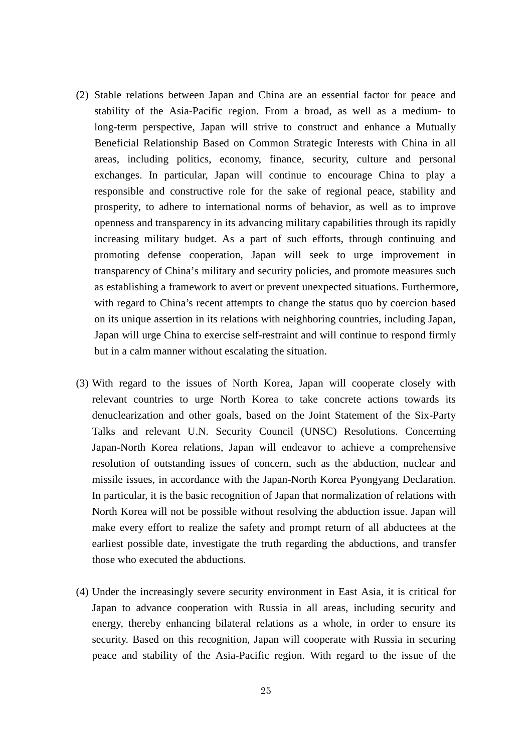(2) Stable relations between Japan and China are an essential factor for peace and stability of the Asia-Pacific region. From a broad, as well as a medium- to long-term perspective, Japan will strive to construct and enhance a Mutually Beneficial Relationship Based on Common Strategic Interests with China in all areas, including politics, economy, finance, security, culture and personal exchanges. In particular, Japan will continue to encourage China to play a responsible and constructive role for the sake of regional peace, stability and prosperity, to adhere to international norms of behavior, as well as to improve openness and transparency in its advancing military capabilities through its rapidly increasing military budget. As a part of such efforts, through continuing and promoting defense cooperation, Japan will seek to urge improvement in transparency of China's military and security policies, and promote measures such as establishing a framework to avert or prevent unexpected situations. Furthermore, with regard to China's recent attempts to change the status quo by coercion based on its unique assertion in its relations with neighboring countries, including Japan, Japan will urge China to exercise self-restraint and will continue to respond firmly but in a calm manner without escalating the situation.

(3) With regard to the issues of North Korea, Japan will cooperate closely with relevant countries to urge North Korea to take concrete actions towards its denuclearization and other goals, based on the Joint Statement of the Six-Party Talks and relevant U.N. Security Council (UNSC) Resolutions. Concerning Japan-North Korea relations, Japan will endeavor to achieve a comprehensive resolution of outstanding issues of concern, such as the abduction, nuclear and missile issues, in accordance with the Japan-North Korea Pyongyang Declaration. In particular, it is the basic recognition of Japan that normalization of relations with North Korea will not be possible without resolving the abduction issue. Japan will make every effort to realize the safety and prompt return of all abductees at the earliest possible date, investigate the truth regarding the abductions, and transfer those who executed the abductions.

(4) Under the increasingly severe security environment in East Asia, it is critical for Japan to advance cooperation with Russia in all areas, including security and energy, thereby enhancing bilateral relations as a whole, in order to ensure its security. Based on this recognition, Japan will cooperate with Russia in securing peace and stability of the Asia-Pacific region. With regard to the issue of the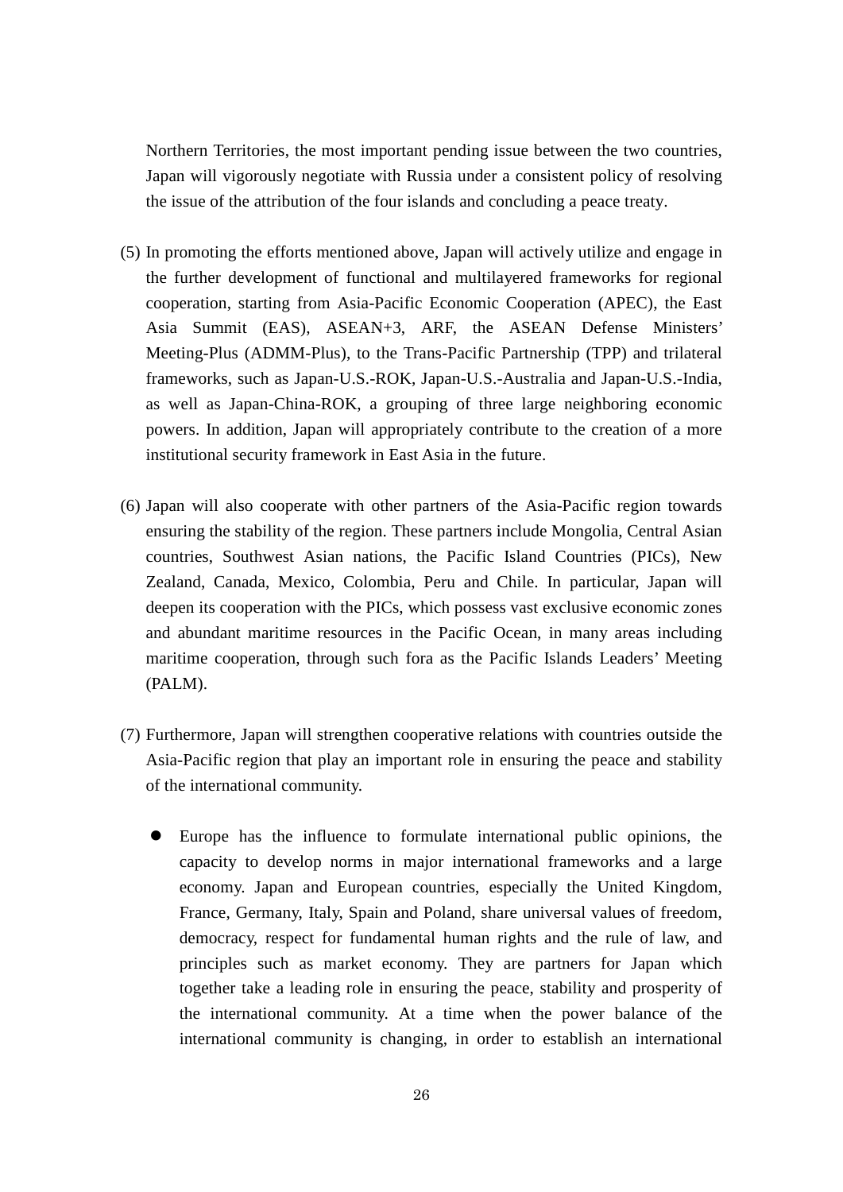Northern Territories, the most important pending issue between the two countries, Japan will vigorously negotiate with Russia under a consistent policy of resolving the issue of the attribution of the four islands and concluding a peace treaty.

(5) In promoting the efforts mentioned above, Japan will actively utilize and engage in the further development of functional and multilayered frameworks for regional cooperation, starting from Asia-Pacific Economic Cooperation (APEC), the East Asia Summit (EAS), ASEAN+3, ARF, the ASEAN Defense Ministers' Meeting-Plus (ADMM-Plus), to the Trans-Pacific Partnership (TPP) and trilateral frameworks, such as Japan-U.S.-ROK, Japan-U.S.-Australia and Japan-U.S.-India, as well as Japan-China-ROK, a grouping of three large neighboring economic powers. In addition, Japan will appropriately contribute to the creation of a more institutional security framework in East Asia in the future.

(6) Japan will also cooperate with other partners of the Asia-Pacific region towards ensuring the stability of the region. These partners include Mongolia, Central Asian countries, Southwest Asian nations, the Pacific Island Countries (PICs), New Zealand, Canada, Mexico, Colombia, Peru and Chile. In particular, Japan will deepen its cooperation with the PICs, which possess vast exclusive economic zones and abundant maritime resources in the Pacific Ocean, in many areas including maritime cooperation, through such fora as the Pacific Islands Leaders' Meeting (PALM).

(7) Furthermore, Japan will strengthen cooperative relations with countries outside the Asia-Pacific region that play an important role in ensuring the peace and stability of the international community.

- Europe has the influence to formulate international public opinions, the capacity to develop norms in major international frameworks and a large economy. Japan and European countries, especially the United Kingdom, France, Germany, Italy, Spain and Poland, share universal values of freedom, democracy, respect for fundamental human rights and the rule of law, and principles such as market economy. They are partners for Japan which together take a leading role in ensuring the peace, stability and prosperity of the international community. At a time when the power balance of the international community is changing, in order to establish an international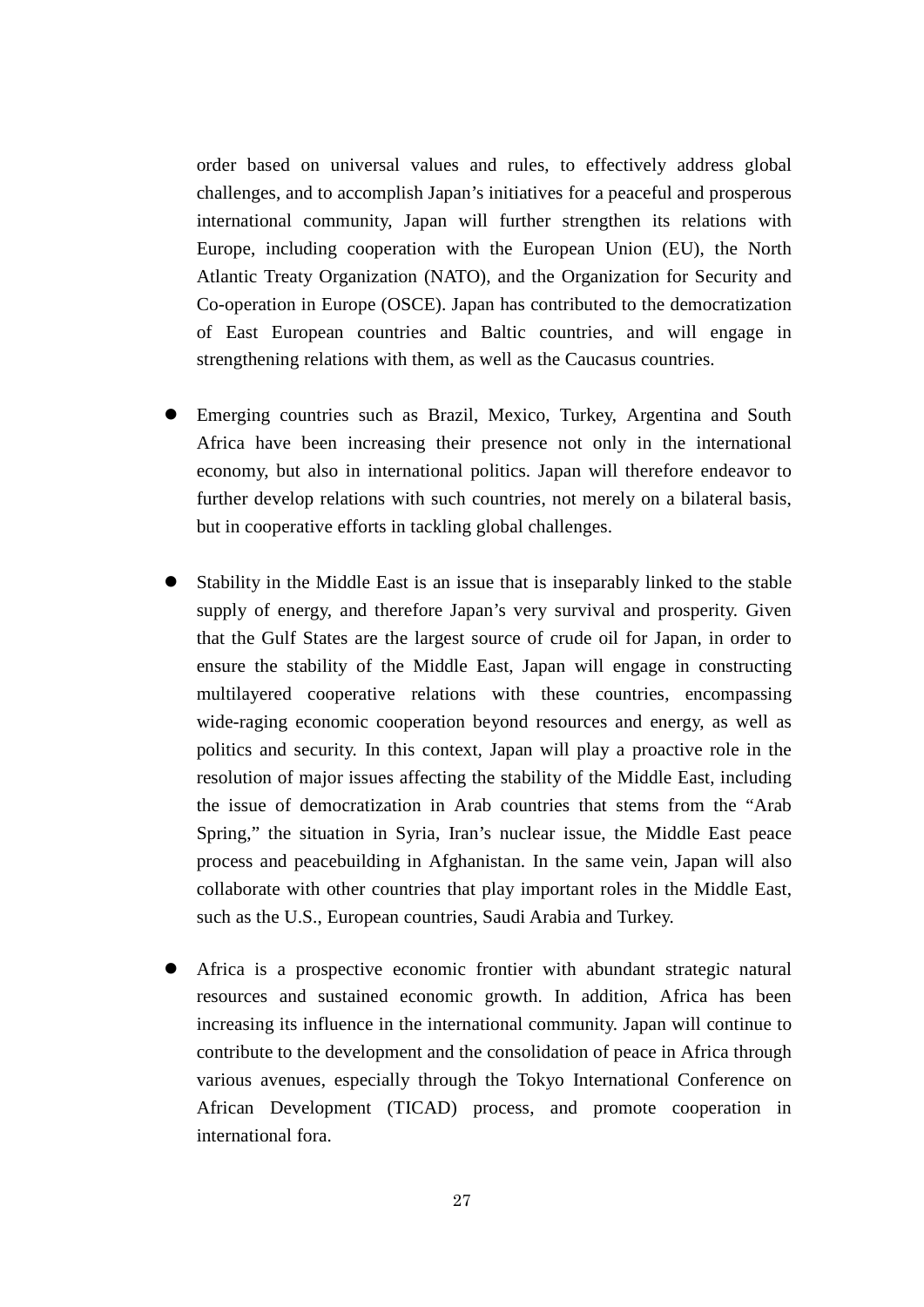order based on universal values and rules, to effectively address global challenges, and to accomplish Japan's initiatives for a peaceful and prosperous international community, Japan will further strengthen its relations with Europe, including cooperation with the European Union (EU), the North Atlantic Treaty Organization (NATO), and the Organization for Security and Co-operation in Europe (OSCE). Japan has contributed to the democratization of East European countries and Baltic countries, and will engage in strengthening relations with them, as well as the Caucasus countries.

- Emerging countries such as Brazil, Mexico, Turkey, Argentina and South Africa have been increasing their presence not only in the international economy, but also in international politics. Japan will therefore endeavor to further develop relations with such countries, not merely on a bilateral basis, but in cooperative efforts in tackling global challenges.

- Stability in the Middle East is an issue that is inseparably linked to the stable supply of energy, and therefore Japan's very survival and prosperity. Given that the Gulf States are the largest source of crude oil for Japan, in order to ensure the stability of the Middle East, Japan will engage in constructing multilayered cooperative relations with these countries, encompassing wide-raging economic cooperation beyond resources and energy, as well as politics and security. In this context, Japan will play a proactive role in the resolution of major issues affecting the stability of the Middle East, including the issue of democratization in Arab countries that stems from the "Arab Spring," the situation in Syria, Iran's nuclear issue, the Middle East peace process and peacebuilding in Afghanistan. In the same vein, Japan will also collaborate with other countries that play important roles in the Middle East, such as the U.S., European countries, Saudi Arabia and Turkey.

- Africa is a prospective economic frontier with abundant strategic natural resources and sustained economic growth. In addition, Africa has been increasing its influence in the international community. Japan will continue to contribute to the development and the consolidation of peace in Africa through various avenues, especially through the Tokyo International Conference on African Development (TICAD) process, and promote cooperation in international fora.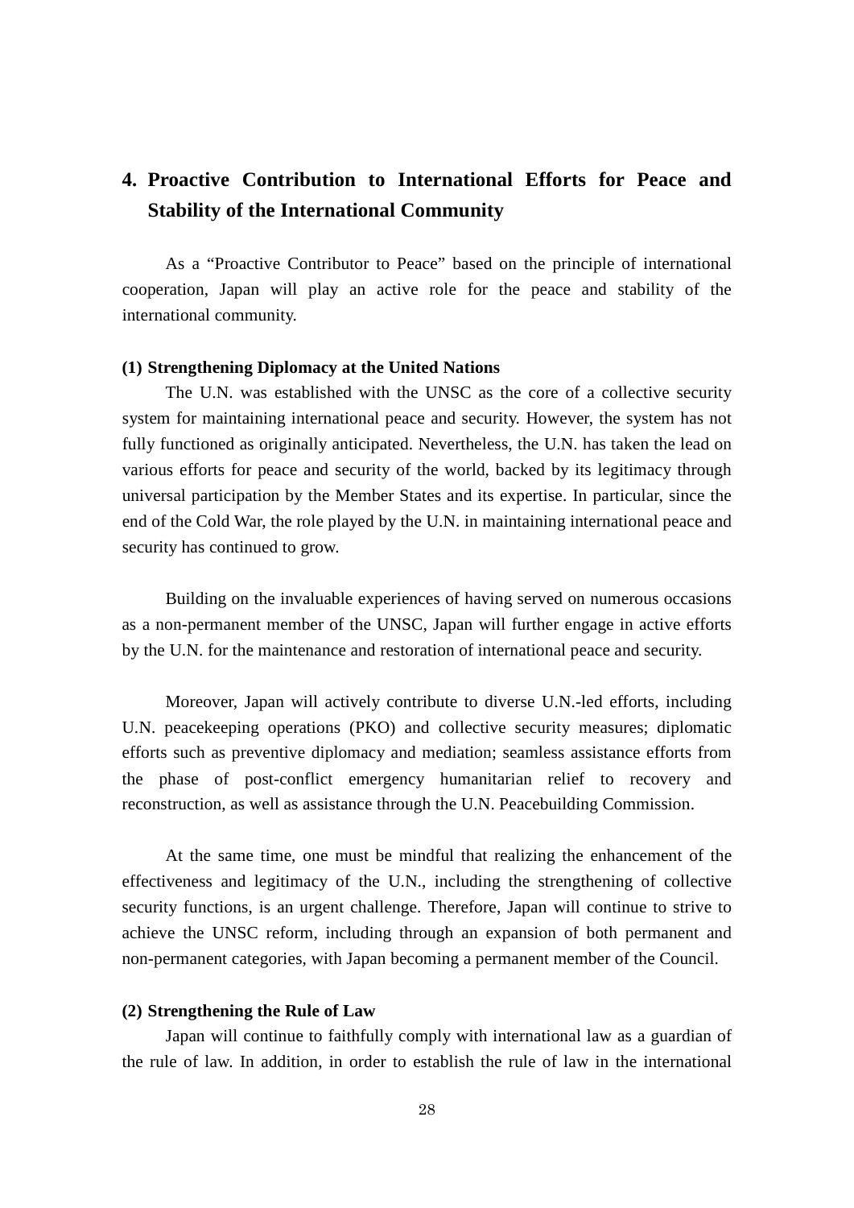## 4. Proactive Contribution to International Efforts for Peace and Stability of the International Community

As a "Proactive Contributor to Peace" based on the principle of international cooperation, Japan will play an active role for the peace and stability of the international community.

### (1) Strengthening Diplomacy at the United Nations

The U.N. was established with the UNSC as the core of a collective security system for maintaining international peace and security. However, the system has not fully functioned as originally anticipated. Nevertheless, the U.N. has taken the lead on various efforts for peace and security of the world, backed by its legitimacy through universal participation by the Member States and its expertise. In particular, since the end of the Cold War, the role played by the U.N. in maintaining international peace and security has continued to grow.

Building on the invaluable experiences of having served on numerous occasions as a non-permanent member of the UNSC, Japan will further engage in active efforts by the U.N. for the maintenance and restoration of international peace and security.

Moreover, Japan will actively contribute to diverse U.N.-led efforts, including U.N. peacekeeping operations (PKO) and collective security measures; diplomatic efforts such as preventive diplomacy and mediation; seamless assistance efforts from the phase of post-conflict emergency humanitarian relief to recovery and reconstruction, as well as assistance through the U.N. Peacebuilding Commission.

At the same time, one must be mindful that realizing the enhancement of the effectiveness and legitimacy of the U.N., including the strengthening of collective security functions, is an urgent challenge. Therefore, Japan will continue to strive to achieve the UNSC reform, including through an expansion of both permanent and non-permanent categories, with Japan becoming a permanent member of the Council.

### (2) Strengthening the Rule of Law

Japan will continue to faithfully comply with international law as a guardian of the rule of law. In addition, in order to establish the rule of law in the international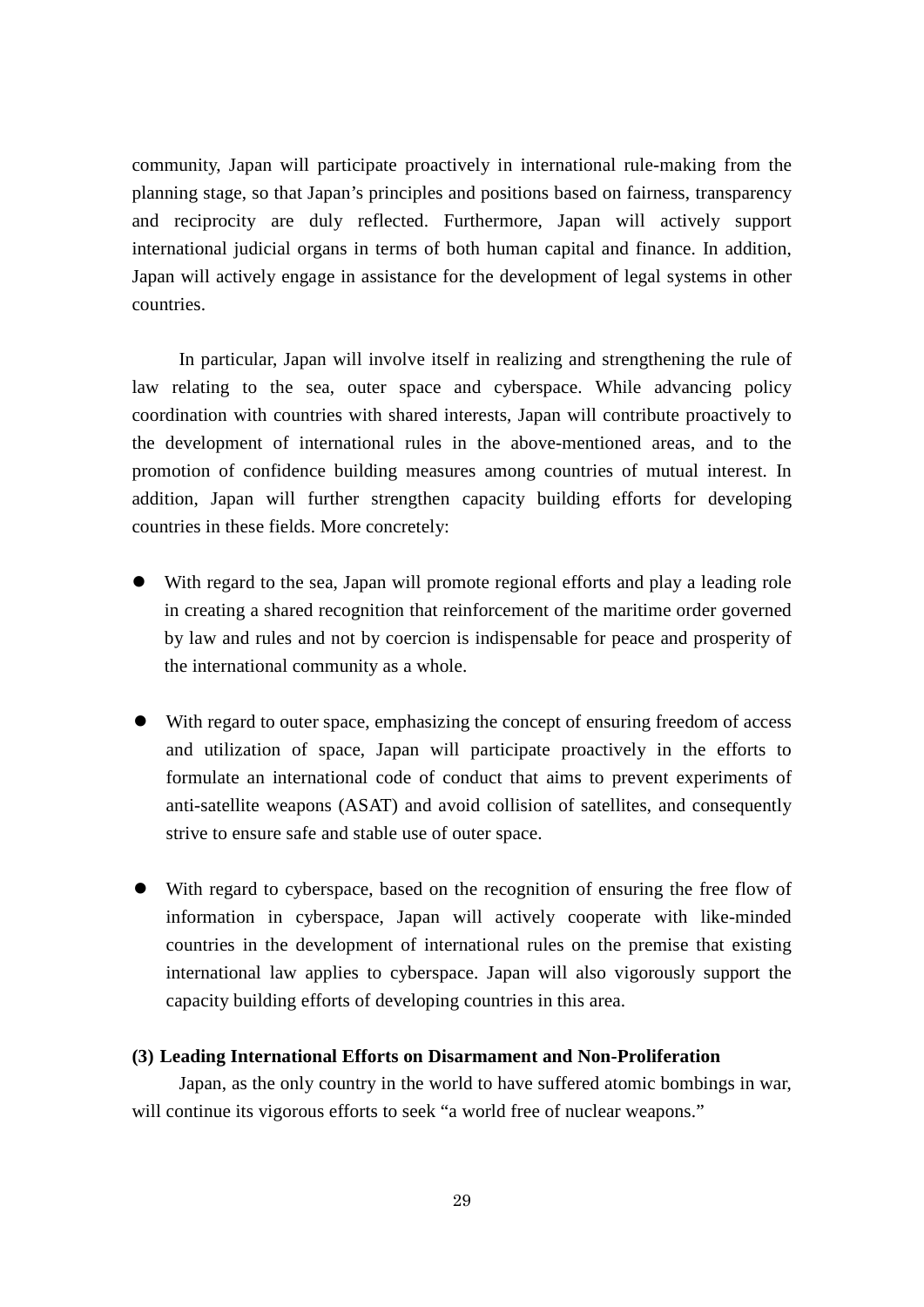community, Japan will participate proactively in international rule-making from the planning stage, so that Japan's principles and positions based on fairness, transparency and reciprocity are duly reflected. Furthermore, Japan will actively support international judicial organs in terms of both human capital and finance. In addition, Japan will actively engage in assistance for the development of legal systems in other countries.

In particular, Japan will involve itself in realizing and strengthening the rule of law relating to the sea, outer space and cyberspace. While advancing policy coordination with countries with shared interests, Japan will contribute proactively to the development of international rules in the above-mentioned areas, and to the promotion of confidence building measures among countries of mutual interest. In addition, Japan will further strengthen capacity building efforts for developing countries in these fields. More concretely:

- With regard to the sea, Japan will promote regional efforts and play a leading role in creating a shared recognition that reinforcement of the maritime order governed by law and rules and not by coercion is indispensable for peace and prosperity of the international community as a whole.

- With regard to outer space, emphasizing the concept of ensuring freedom of access and utilization of space, Japan will participate proactively in the efforts to formulate an international code of conduct that aims to prevent experiments of anti-satellite weapons (ASAT) and avoid collision of satellites, and consequently strive to ensure safe and stable use of outer space.

- With regard to cyberspace, based on the recognition of ensuring the free flow of information in cyberspace, Japan will actively cooperate with like-minded countries in the development of international rules on the premise that existing international law applies to cyberspace. Japan will also vigorously support the capacity building efforts of developing countries in this area.

### (3) Leading International Efforts on Disarmament and Non-Proliferation

Japan, as the only country in the world to have suffered atomic bombings in war, will continue its vigorous efforts to seek "a world free of nuclear weapons."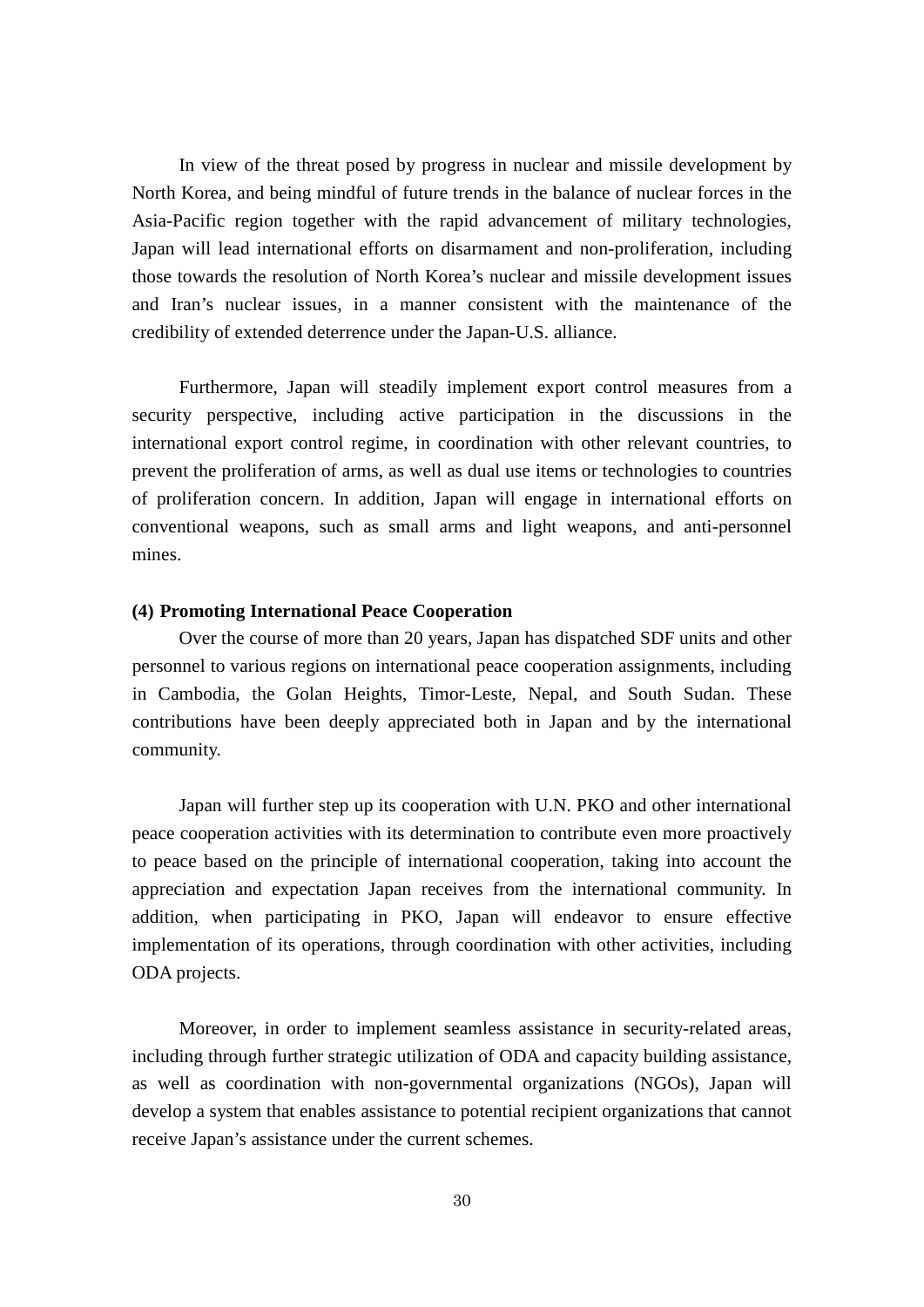In view of the threat posed by progress in nuclear and missile development by North Korea, and being mindful of future trends in the balance of nuclear forces in the Asia-Pacific region together with the rapid advancement of military technologies, Japan will lead international efforts on disarmament and non-proliferation, including those towards the resolution of North Korea's nuclear and missile development issues and Iran's nuclear issues, in a manner consistent with the maintenance of the credibility of extended deterrence under the Japan-U.S. alliance.

Furthermore, Japan will steadily implement export control measures from a security perspective, including active participation in the discussions in the international export control regime, in coordination with other relevant countries, to prevent the proliferation of arms, as well as dual use items or technologies to countries of proliferation concern. In addition, Japan will engage in international efforts on conventional weapons, such as small arms and light weapons, and anti-personnel mines.

**(4) Promoting International Peace Cooperation**

Over the course of more than 20 years, Japan has dispatched SDF units and other personnel to various regions on international peace cooperation assignments, including in Cambodia, the Golan Heights, Timor-Leste, Nepal, and South Sudan. These contributions have been deeply appreciated both in Japan and by the international community.

Japan will further step up its cooperation with U.N. PKO and other international peace cooperation activities with its determination to contribute even more proactively to peace based on the principle of international cooperation, taking into account the appreciation and expectation Japan receives from the international community. In addition, when participating in PKO, Japan will endeavor to ensure effective implementation of its operations, through coordination with other activities, including ODA projects.

Moreover, in order to implement seamless assistance in security-related areas, including through further strategic utilization of ODA and capacity building assistance, as well as coordination with non-governmental organizations (NGOs), Japan will develop a system that enables assistance to potential recipient organizations that cannot receive Japan's assistance under the current schemes.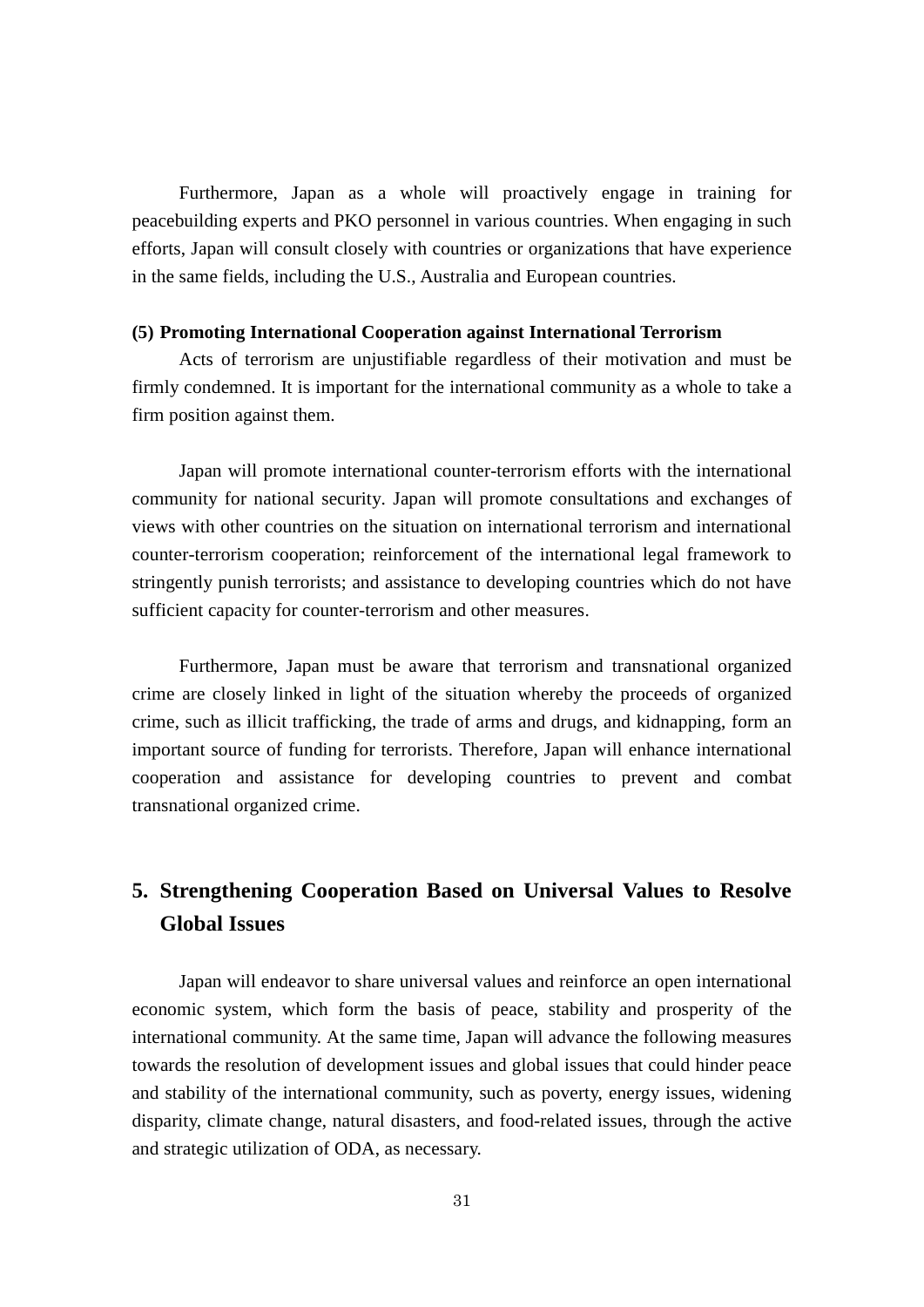Furthermore, Japan as a whole will proactively engage in training for peacebuilding experts and PKO personnel in various countries. When engaging in such efforts, Japan will consult closely with countries or organizations that have experience in the same fields, including the U.S., Australia and European countries.

**(5) Promoting International Cooperation against International Terrorism**

Acts of terrorism are unjustifiable regardless of their motivation and must be firmly condemned. It is important for the international community as a whole to take a firm position against them.

Japan will promote international counter-terrorism efforts with the international community for national security. Japan will promote consultations and exchanges of views with other countries on the situation on international terrorism and international counter-terrorism cooperation; reinforcement of the international legal framework to stringently punish terrorists; and assistance to developing countries which do not have sufficient capacity for counter-terrorism and other measures.

Furthermore, Japan must be aware that terrorism and transnational organized crime are closely linked in light of the situation whereby the proceeds of organized crime, such as illicit trafficking, the trade of arms and drugs, and kidnapping, form an important source of funding for terrorists. Therefore, Japan will enhance international cooperation and assistance for developing countries to prevent and combat transnational organized crime.

## 5. Strengthening Cooperation Based on Universal Values to Resolve Global Issues

Japan will endeavor to share universal values and reinforce an open international economic system, which form the basis of peace, stability and prosperity of the international community. At the same time, Japan will advance the following measures towards the resolution of development issues and global issues that could hinder peace and stability of the international community, such as poverty, energy issues, widening disparity, climate change, natural disasters, and food-related issues, through the active and strategic utilization of ODA, as necessary.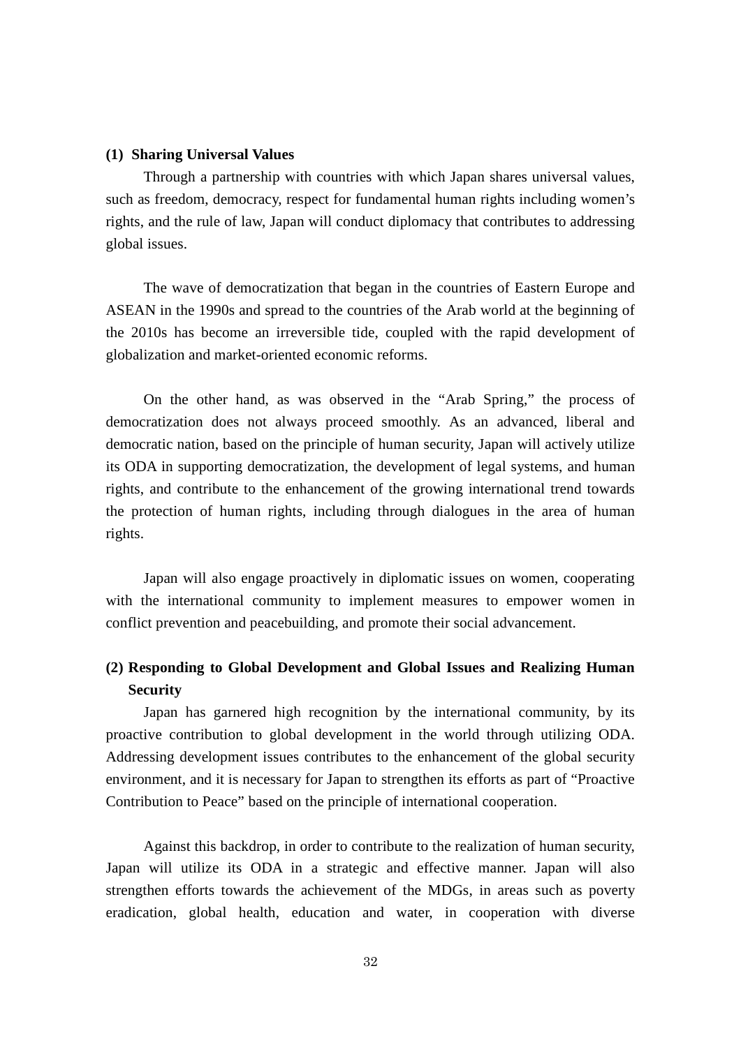**(1) Sharing Universal Values**

Through a partnership with countries with which Japan shares universal values, such as freedom, democracy, respect for fundamental human rights including women's rights, and the rule of law, Japan will conduct diplomacy that contributes to addressing global issues.

The wave of democratization that began in the countries of Eastern Europe and ASEAN in the 1990s and spread to the countries of the Arab world at the beginning of the 2010s has become an irreversible tide, coupled with the rapid development of globalization and market-oriented economic reforms.

On the other hand, as was observed in the "Arab Spring," the process of democratization does not always proceed smoothly. As an advanced, liberal and democratic nation, based on the principle of human security, Japan will actively utilize its ODA in supporting democratization, the development of legal systems, and human rights, and contribute to the enhancement of the growing international trend towards the protection of human rights, including through dialogues in the area of human rights.

Japan will also engage proactively in diplomatic issues on women, cooperating with the international community to implement measures to empower women in conflict prevention and peacebuilding, and promote their social advancement.

**(2) Responding to Global Development and Global Issues and Realizing Human Security**

Japan has garnered high recognition by the international community, by its proactive contribution to global development in the world through utilizing ODA. Addressing development issues contributes to the enhancement of the global security environment, and it is necessary for Japan to strengthen its efforts as part of "Proactive Contribution to Peace" based on the principle of international cooperation.

Against this backdrop, in order to contribute to the realization of human security, Japan will utilize its ODA in a strategic and effective manner. Japan will also strengthen efforts towards the achievement of the MDGs, in areas such as poverty eradication, global health, education and water, in cooperation with diverse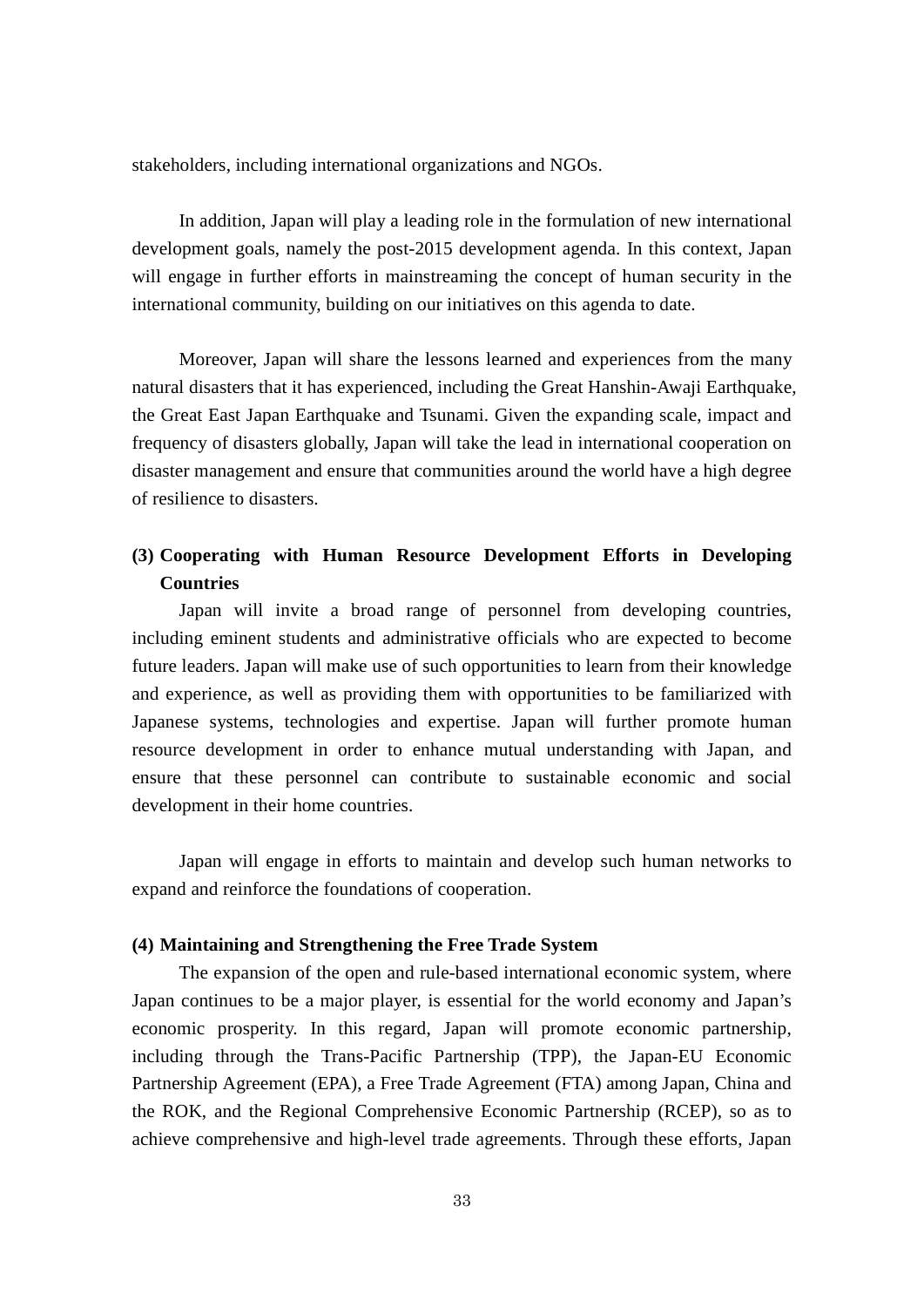stakeholders, including international organizations and NGOs.

In addition, Japan will play a leading role in the formulation of new international development goals, namely the post-2015 development agenda. In this context, Japan will engage in further efforts in mainstreaming the concept of human security in the international community, building on our initiatives on this agenda to date.

Moreover, Japan will share the lessons learned and experiences from the many natural disasters that it has experienced, including the Great Hanshin-Awaji Earthquake, the Great East Japan Earthquake and Tsunami. Given the expanding scale, impact and frequency of disasters globally, Japan will take the lead in international cooperation on disaster management and ensure that communities around the world have a high degree of resilience to disasters.

**(3) Cooperating with Human Resource Development Efforts in Developing Countries**

Japan will invite a broad range of personnel from developing countries, including eminent students and administrative officials who are expected to become future leaders. Japan will make use of such opportunities to learn from their knowledge and experience, as well as providing them with opportunities to be familiarized with Japanese systems, technologies and expertise. Japan will further promote human resource development in order to enhance mutual understanding with Japan, and ensure that these personnel can contribute to sustainable economic and social development in their home countries.

Japan will engage in efforts to maintain and develop such human networks to expand and reinforce the foundations of cooperation.

**(4) Maintaining and Strengthening the Free Trade System**

The expansion of the open and rule-based international economic system, where Japan continues to be a major player, is essential for the world economy and Japan's economic prosperity. In this regard, Japan will promote economic partnership, including through the Trans-Pacific Partnership (TPP), the Japan-EU Economic Partnership Agreement (EPA), a Free Trade Agreement (FTA) among Japan, China and the ROK, and the Regional Comprehensive Economic Partnership (RCEP), so as to achieve comprehensive and high-level trade agreements. Through these efforts, Japan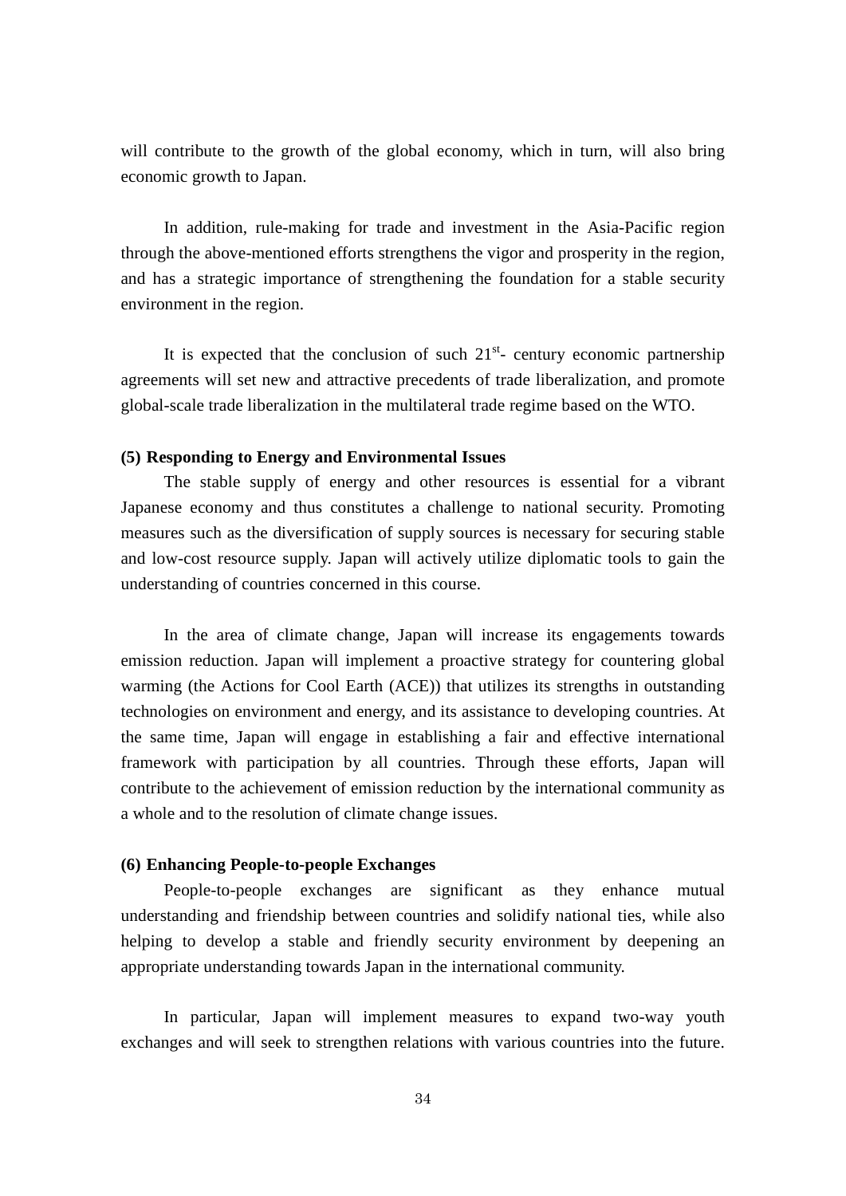will contribute to the growth of the global economy, which in turn, will also bring economic growth to Japan.

In addition, rule-making for trade and investment in the Asia-Pacific region through the above-mentioned efforts strengthens the vigor and prosperity in the region, and has a strategic importance of strengthening the foundation for a stable security environment in the region.

It is expected that the conclusion of such 21st- century economic partnership agreements will set new and attractive precedents of trade liberalization, and promote global-scale trade liberalization in the multilateral trade regime based on the WTO.

**(5) Responding to Energy and Environmental Issues**

The stable supply of energy and other resources is essential for a vibrant Japanese economy and thus constitutes a challenge to national security. Promoting measures such as the diversification of supply sources is necessary for securing stable and low-cost resource supply. Japan will actively utilize diplomatic tools to gain the understanding of countries concerned in this course.

In the area of climate change, Japan will increase its engagements towards emission reduction. Japan will implement a proactive strategy for countering global warming (the Actions for Cool Earth (ACE)) that utilizes its strengths in outstanding technologies on environment and energy, and its assistance to developing countries. At the same time, Japan will engage in establishing a fair and effective international framework with participation by all countries. Through these efforts, Japan will contribute to the achievement of emission reduction by the international community as a whole and to the resolution of climate change issues.

**(6) Enhancing People-to-people Exchanges**

People-to-people exchanges are significant as they enhance mutual understanding and friendship between countries and solidify national ties, while also helping to develop a stable and friendly security environment by deepening an appropriate understanding towards Japan in the international community.

In particular, Japan will implement measures to expand two-way youth exchanges and will seek to strengthen relations with various countries into the future.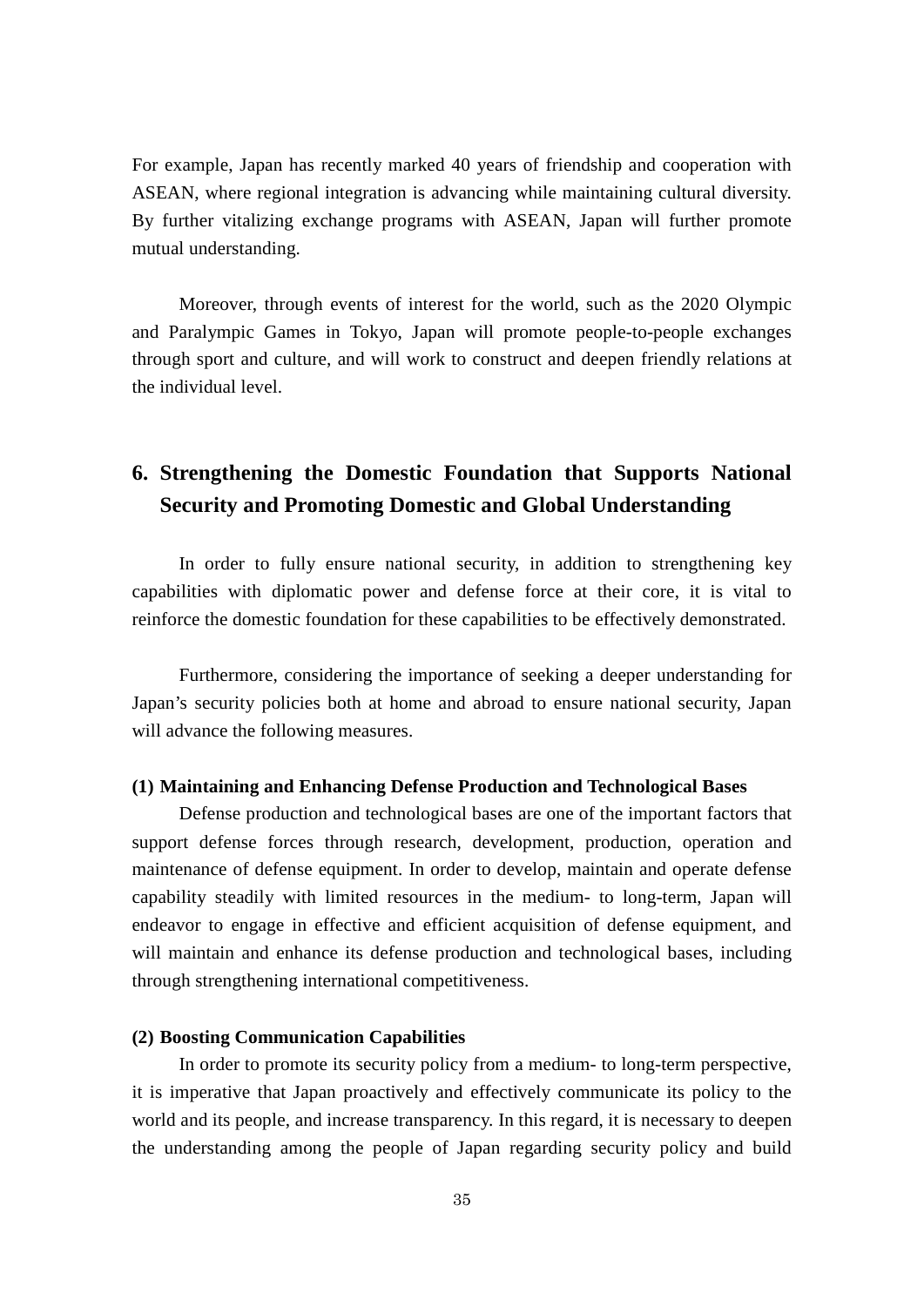For example, Japan has recently marked 40 years of friendship and cooperation with ASEAN, where regional integration is advancing while maintaining cultural diversity. By further vitalizing exchange programs with ASEAN, Japan will further promote mutual understanding.

Moreover, through events of interest for the world, such as the 2020 Olympic and Paralympic Games in Tokyo, Japan will promote people-to-people exchanges through sport and culture, and will work to construct and deepen friendly relations at the individual level.

## 6. Strengthening the Domestic Foundation that Supports National Security and Promoting Domestic and Global Understanding

In order to fully ensure national security, in addition to strengthening key capabilities with diplomatic power and defense force at their core, it is vital to reinforce the domestic foundation for these capabilities to be effectively demonstrated.

Furthermore, considering the importance of seeking a deeper understanding for Japan's security policies both at home and abroad to ensure national security, Japan will advance the following measures.

#### (1) Maintaining and Enhancing Defense Production and Technological Bases

Defense production and technological bases are one of the important factors that support defense forces through research, development, production, operation and maintenance of defense equipment. In order to develop, maintain and operate defense capability steadily with limited resources in the medium- to long-term, Japan will endeavor to engage in effective and efficient acquisition of defense equipment, and will maintain and enhance its defense production and technological bases, including through strengthening international competitiveness.

#### (2) Boosting Communication Capabilities

In order to promote its security policy from a medium- to long-term perspective, it is imperative that Japan proactively and effectively communicate its policy to the world and its people, and increase transparency. In this regard, it is necessary to deepen the understanding among the people of Japan regarding security policy and build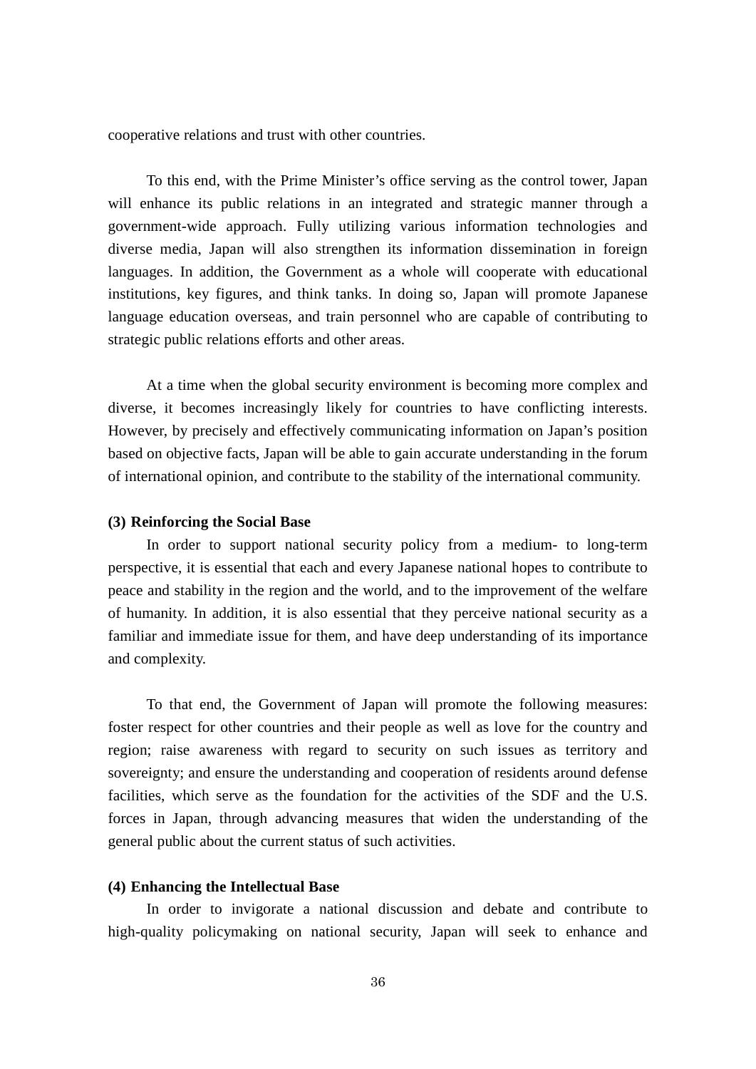cooperative relations and trust with other countries.

To this end, with the Prime Minister's office serving as the control tower, Japan will enhance its public relations in an integrated and strategic manner through a government-wide approach. Fully utilizing various information technologies and diverse media, Japan will also strengthen its information dissemination in foreign languages. In addition, the Government as a whole will cooperate with educational institutions, key figures, and think tanks. In doing so, Japan will promote Japanese language education overseas, and train personnel who are capable of contributing to strategic public relations efforts and other areas.

At a time when the global security environment is becoming more complex and diverse, it becomes increasingly likely for countries to have conflicting interests. However, by precisely and effectively communicating information on Japan's position based on objective facts, Japan will be able to gain accurate understanding in the forum of international opinion, and contribute to the stability of the international community.

**(3) Reinforcing the Social Base**

In order to support national security policy from a medium- to long-term perspective, it is essential that each and every Japanese national hopes to contribute to peace and stability in the region and the world, and to the improvement of the welfare of humanity. In addition, it is also essential that they perceive national security as a familiar and immediate issue for them, and have deep understanding of its importance and complexity.

To that end, the Government of Japan will promote the following measures: foster respect for other countries and their people as well as love for the country and region; raise awareness with regard to security on such issues as territory and sovereignty; and ensure the understanding and cooperation of residents around defense facilities, which serve as the foundation for the activities of the SDF and the U.S. forces in Japan, through advancing measures that widen the understanding of the general public about the current status of such activities.

**(4) Enhancing the Intellectual Base**

In order to invigorate a national discussion and debate and contribute to high-quality policymaking on national security, Japan will seek to enhance and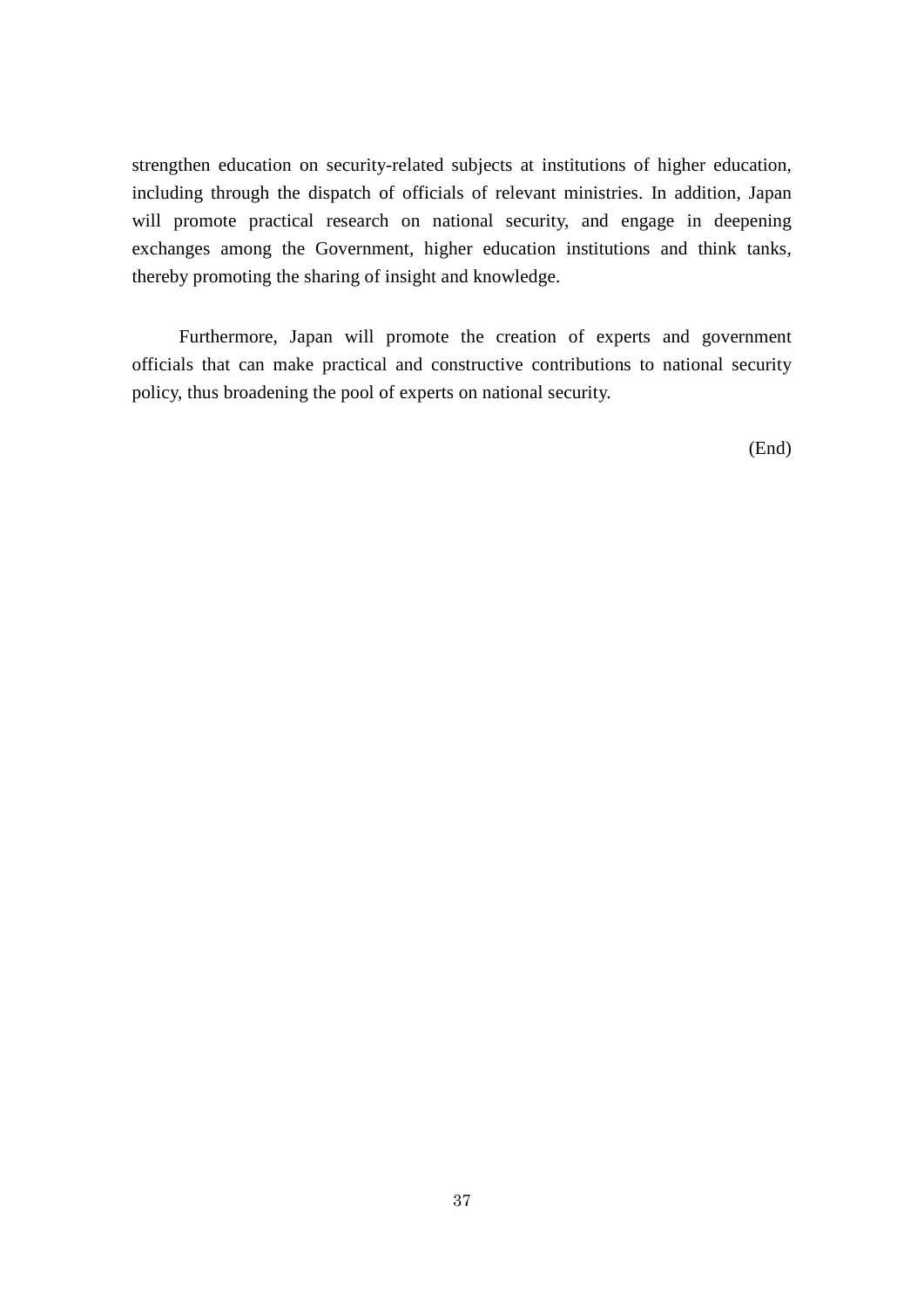strengthen education on security-related subjects at institutions of higher education, including through the dispatch of officials of relevant ministries. In addition, Japan will promote practical research on national security, and engage in deepening exchanges among the Government, higher education institutions and think tanks, thereby promoting the sharing of insight and knowledge.

Furthermore, Japan will promote the creation of experts and government officials that can make practical and constructive contributions to national security policy, thus broadening the pool of experts on national security.

(End)